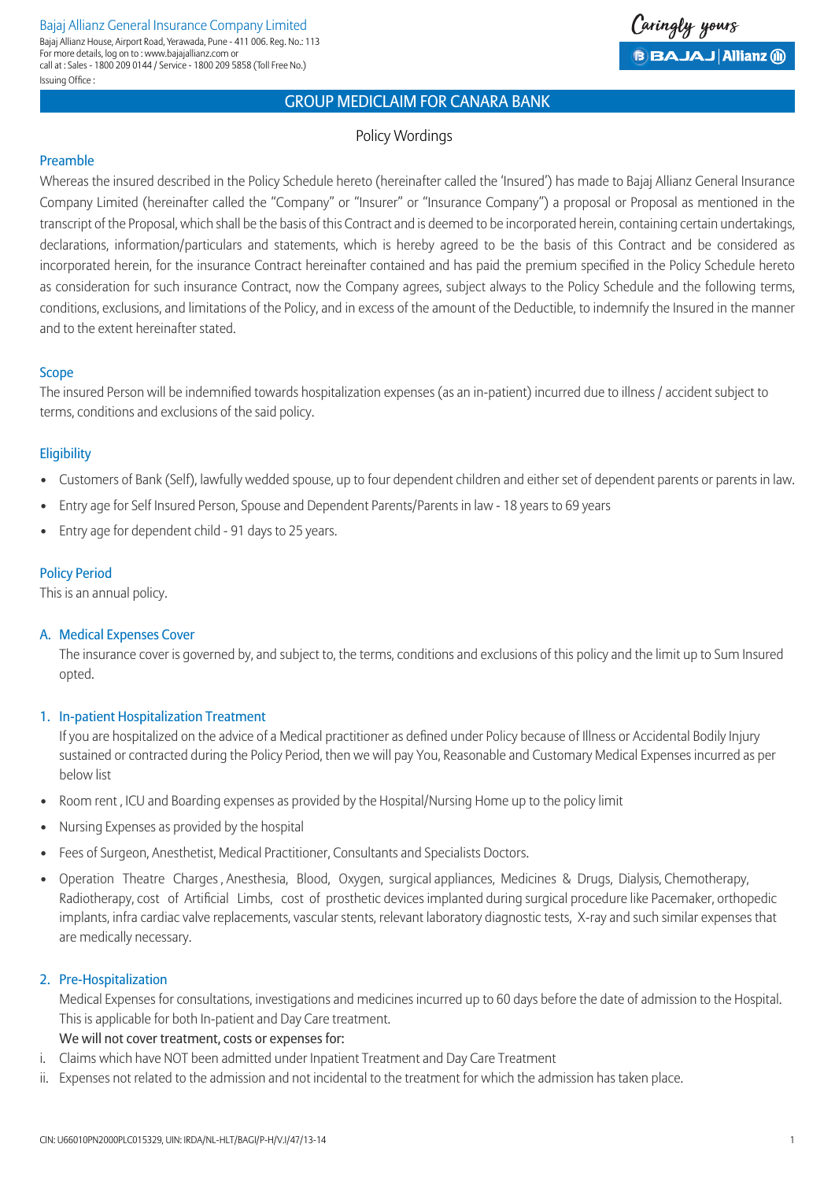Bajaj Allianz General Insurance Company Limited

Bajaj Allianz House, Airport Road, Yerawada, Pune - 411 006. Reg. No.: 113
For more details, log on to : www.bajajallianz.com or
call at : Sales - 1800 209 0144 / Service - 1800 209 5858 (Toll Free No.)
Issuing Office :

# GROUP MEDICLAIM FOR CANARA BANK

## Policy Wordings

### Preamble

Whereas the insured described in the Policy Schedule hereto (hereinafter called the 'Insured') has made to Bajaj Allianz General Insurance Company Limited (hereinafter called the "Company" or "Insurer" or "Insurance Company") a proposal or Proposal as mentioned in the transcript of the Proposal, which shall be the basis of this Contract and is deemed to be incorporated herein, containing certain undertakings, declarations, information/particulars and statements, which is hereby agreed to be the basis of this Contract and be considered as incorporated herein, for the insurance Contract hereinafter contained and has paid the premium specified in the Policy Schedule hereto as consideration for such insurance Contract, now the Company agrees, subject always to the Policy Schedule and the following terms, conditions, exclusions, and limitations of the Policy, and in excess of the amount of the Deductible, to indemnify the Insured in the manner and to the extent hereinafter stated.

### Scope

The insured Person will be indemnified towards hospitalization expenses (as an in-patient) incurred due to illness / accident subject to terms, conditions and exclusions of the said policy.

### Eligibility

- Customers of Bank (Self), lawfully wedded spouse, up to four dependent children and either set of dependent parents or parents in law.
- Entry age for Self Insured Person, Spouse and Dependent Parents/Parents in law - 18 years to 69 years
- Entry age for dependent child - 91 days to 25 years.

### Policy Period

This is an annual policy.

### A. Medical Expenses Cover

The insurance cover is governed by, and subject to, the terms, conditions and exclusions of this policy and the limit up to Sum Insured opted.

### 1. In-patient Hospitalization Treatment

If you are hospitalized on the advice of a Medical practitioner as defined under Policy because of Illness or Accidental Bodily Injury sustained or contracted during the Policy Period, then we will pay You, Reasonable and Customary Medical Expenses incurred as per below list

- Room rent , ICU and Boarding expenses as provided by the Hospital/Nursing Home up to the policy limit
- Nursing Expenses as provided by the hospital
- Fees of Surgeon, Anesthetist, Medical Practitioner, Consultants and Specialists Doctors.
- Operation Theatre Charges , Anesthesia, Blood, Oxygen, surgical appliances, Medicines & Drugs, Dialysis, Chemotherapy, Radiotherapy, cost of Artificial Limbs, cost of prosthetic devices implanted during surgical procedure like Pacemaker, orthopedic implants, infra cardiac valve replacements, vascular stents, relevant laboratory diagnostic tests, X-ray and such similar expenses that are medically necessary.

### 2. Pre-Hospitalization

Medical Expenses for consultations, investigations and medicines incurred up to 60 days before the date of admission to the Hospital. This is applicable for both In-patient and Day Care treatment.

We will not cover treatment, costs or expenses for:

i. Claims which have NOT been admitted under Inpatient Treatment and Day Care Treatment
ii. Expenses not related to the admission and not incidental to the treatment for which the admission has taken place.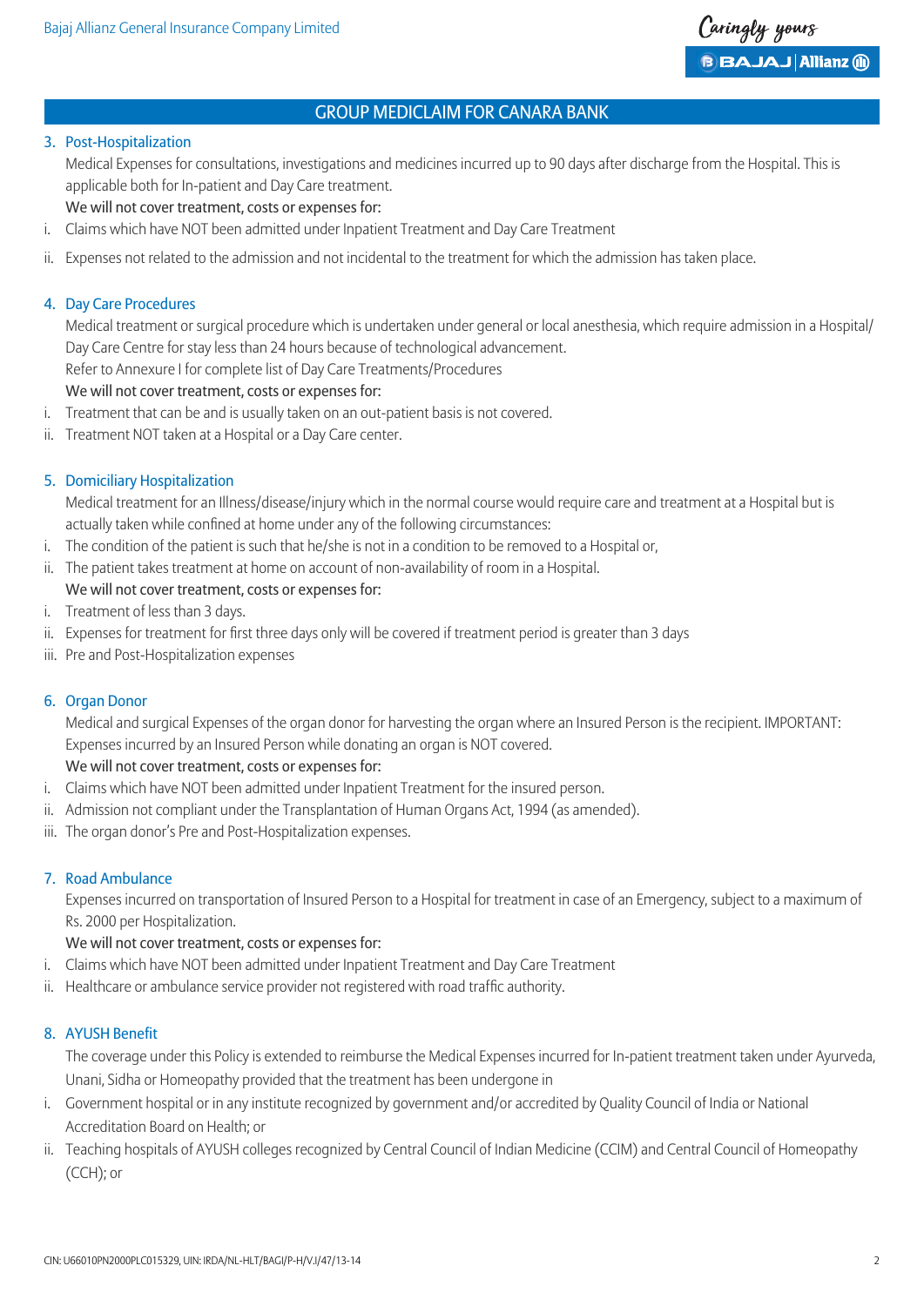## GROUP MEDICLAIM FOR CANARA BANK

### 3. Post-Hospitalization

Medical Expenses for consultations, investigations and medicines incurred up to 90 days after discharge from the Hospital. This is applicable both for In-patient and Day Care treatment.

We will not cover treatment, costs or expenses for:

i. Claims which have NOT been admitted under Inpatient Treatment and Day Care Treatment

ii. Expenses not related to the admission and not incidental to the treatment for which the admission has taken place.

### 4. Day Care Procedures

Medical treatment or surgical procedure which is undertaken under general or local anesthesia, which require admission in a Hospital/ Day Care Centre for stay less than 24 hours because of technological advancement.

Refer to Annexure I for complete list of Day Care Treatments/Procedures

We will not cover treatment, costs or expenses for:

i. Treatment that can be and is usually taken on an out-patient basis is not covered.

ii. Treatment NOT taken at a Hospital or a Day Care center.

### 5. Domiciliary Hospitalization

Medical treatment for an Illness/disease/injury which in the normal course would require care and treatment at a Hospital but is actually taken while confined at home under any of the following circumstances:

i. The condition of the patient is such that he/she is not in a condition to be removed to a Hospital or,

ii. The patient takes treatment at home on account of non-availability of room in a Hospital.

We will not cover treatment, costs or expenses for:

i. Treatment of less than 3 days.

ii. Expenses for treatment for first three days only will be covered if treatment period is greater than 3 days

iii. Pre and Post-Hospitalization expenses

### 6. Organ Donor

Medical and surgical Expenses of the organ donor for harvesting the organ where an Insured Person is the recipient. IMPORTANT: Expenses incurred by an Insured Person while donating an organ is NOT covered.

We will not cover treatment, costs or expenses for:

i. Claims which have NOT been admitted under Inpatient Treatment for the insured person.

ii. Admission not compliant under the Transplantation of Human Organs Act, 1994 (as amended).

iii. The organ donor's Pre and Post-Hospitalization expenses.

### 7. Road Ambulance

Expenses incurred on transportation of Insured Person to a Hospital for treatment in case of an Emergency, subject to a maximum of Rs. 2000 per Hospitalization.

We will not cover treatment, costs or expenses for:

i. Claims which have NOT been admitted under Inpatient Treatment and Day Care Treatment

ii. Healthcare or ambulance service provider not registered with road traffic authority.

### 8. AYUSH Benefit

The coverage under this Policy is extended to reimburse the Medical Expenses incurred for In-patient treatment taken under Ayurveda, Unani, Sidha or Homeopathy provided that the treatment has been undergone in

i. Government hospital or in any institute recognized by government and/or accredited by Quality Council of India or National Accreditation Board on Health; or

ii. Teaching hospitals of AYUSH colleges recognized by Central Council of Indian Medicine (CCIM) and Central Council of Homeopathy (CCH); or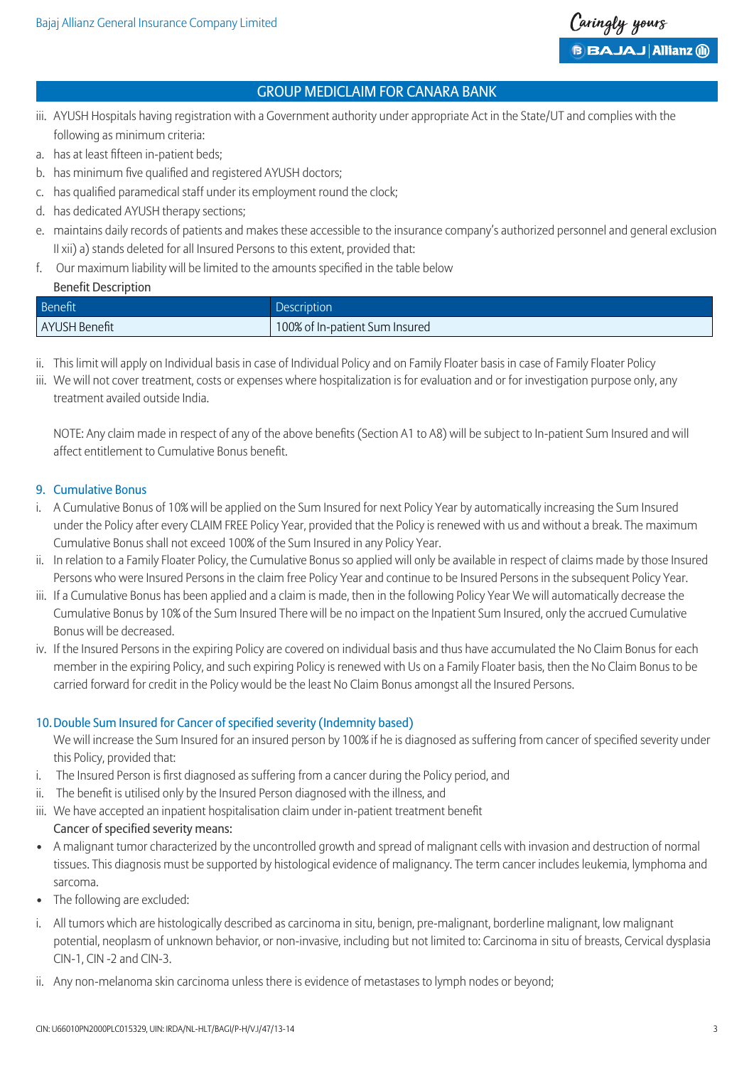## GROUP MEDICLAIM FOR CANARA BANK

iii. AYUSH Hospitals having registration with a Government authority under appropriate Act in the State/UT and complies with the following as minimum criteria:

a. has at least fifteen in-patient beds;

b. has minimum five qualified and registered AYUSH doctors;

c. has qualified paramedical staff under its employment round the clock;

d. has dedicated AYUSH therapy sections;

e. maintains daily records of patients and makes these accessible to the insurance company's authorized personnel and general exclusion II xii) a) stands deleted for all Insured Persons to this extent, provided that:

f. Our maximum liability will be limited to the amounts specified in the table below

Benefit Description

| Benefit | Description |
|---|---|
| AYUSH Benefit | 100% of In-patient Sum Insured |

ii. This limit will apply on Individual basis in case of Individual Policy and on Family Floater basis in case of Family Floater Policy

iii. We will not cover treatment, costs or expenses where hospitalization is for evaluation and or for investigation purpose only, any treatment availed outside India.

NOTE: Any claim made in respect of any of the above benefits (Section A1 to A8) will be subject to In-patient Sum Insured and will affect entitlement to Cumulative Bonus benefit.

### 9. Cumulative Bonus

i. A Cumulative Bonus of 10% will be applied on the Sum Insured for next Policy Year by automatically increasing the Sum Insured under the Policy after every CLAIM FREE Policy Year, provided that the Policy is renewed with us and without a break. The maximum Cumulative Bonus shall not exceed 100% of the Sum Insured in any Policy Year.

ii. In relation to a Family Floater Policy, the Cumulative Bonus so applied will only be available in respect of claims made by those Insured Persons who were Insured Persons in the claim free Policy Year and continue to be Insured Persons in the subsequent Policy Year.

iii. If a Cumulative Bonus has been applied and a claim is made, then in the following Policy Year We will automatically decrease the Cumulative Bonus by 10% of the Sum Insured There will be no impact on the Inpatient Sum Insured, only the accrued Cumulative Bonus will be decreased.

iv. If the Insured Persons in the expiring Policy are covered on individual basis and thus have accumulated the No Claim Bonus for each member in the expiring Policy, and such expiring Policy is renewed with Us on a Family Floater basis, then the No Claim Bonus to be carried forward for credit in the Policy would be the least No Claim Bonus amongst all the Insured Persons.

### 10. Double Sum Insured for Cancer of specified severity (Indemnity based)

We will increase the Sum Insured for an insured person by 100% if he is diagnosed as suffering from cancer of specified severity under this Policy, provided that:

i. The Insured Person is first diagnosed as suffering from a cancer during the Policy period, and

ii. The benefit is utilised only by the Insured Person diagnosed with the illness, and

iii. We have accepted an inpatient hospitalisation claim under in-patient treatment benefit

Cancer of specified severity means:

- A malignant tumor characterized by the uncontrolled growth and spread of malignant cells with invasion and destruction of normal tissues. This diagnosis must be supported by histological evidence of malignancy. The term cancer includes leukemia, lymphoma and sarcoma.
- The following are excluded:

i. All tumors which are histologically described as carcinoma in situ, benign, pre-malignant, borderline malignant, low malignant potential, neoplasm of unknown behavior, or non-invasive, including but not limited to: Carcinoma in situ of breasts, Cervical dysplasia CIN-1, CIN -2 and CIN-3.

ii. Any non-melanoma skin carcinoma unless there is evidence of metastases to lymph nodes or beyond;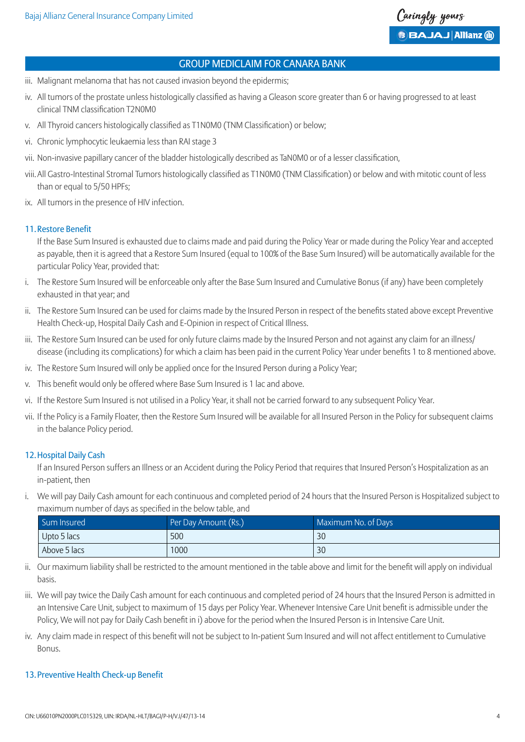## GROUP MEDICLAIM FOR CANARA BANK

iii. Malignant melanoma that has not caused invasion beyond the epidermis;

iv. All tumors of the prostate unless histologically classified as having a Gleason score greater than 6 or having progressed to at least clinical TNM classification T2N0M0

v. All Thyroid cancers histologically classified as T1N0M0 (TNM Classification) or below;

vi. Chronic lymphocytic leukaemia less than RAI stage 3

vii. Non-invasive papillary cancer of the bladder histologically described as TaN0M0 or of a lesser classification,

viii. All Gastro-Intestinal Stromal Tumors histologically classified as T1N0M0 (TNM Classification) or below and with mitotic count of less than or equal to 5/50 HPFs;

ix. All tumors in the presence of HIV infection.

### 11. Restore Benefit

If the Base Sum Insured is exhausted due to claims made and paid during the Policy Year or made during the Policy Year and accepted as payable, then it is agreed that a Restore Sum Insured (equal to 100% of the Base Sum Insured) will be automatically available for the particular Policy Year, provided that:

i. The Restore Sum Insured will be enforceable only after the Base Sum Insured and Cumulative Bonus (if any) have been completely exhausted in that year; and

ii. The Restore Sum Insured can be used for claims made by the Insured Person in respect of the benefits stated above except Preventive Health Check-up, Hospital Daily Cash and E-Opinion in respect of Critical Illness.

iii. The Restore Sum Insured can be used for only future claims made by the Insured Person and not against any claim for an illness/ disease (including its complications) for which a claim has been paid in the current Policy Year under benefits 1 to 8 mentioned above.

iv. The Restore Sum Insured will only be applied once for the Insured Person during a Policy Year;

v. This benefit would only be offered where Base Sum Insured is 1 lac and above.

vi. If the Restore Sum Insured is not utilised in a Policy Year, it shall not be carried forward to any subsequent Policy Year.

vii. If the Policy is a Family Floater, then the Restore Sum Insured will be available for all Insured Person in the Policy for subsequent claims in the balance Policy period.

### 12. Hospital Daily Cash

If an Insured Person suffers an Illness or an Accident during the Policy Period that requires that Insured Person's Hospitalization as an in-patient, then

i. We will pay Daily Cash amount for each continuous and completed period of 24 hours that the Insured Person is Hospitalized subject to maximum number of days as specified in the below table, and

| Sum Insured | Per Day Amount (Rs.) | Maximum No. of Days |
|---|---|---|
| Upto 5 lacs | 500 | 30 |
| Above 5 lacs | 1000 | 30 |

ii. Our maximum liability shall be restricted to the amount mentioned in the table above and limit for the benefit will apply on individual basis.

iii. We will pay twice the Daily Cash amount for each continuous and completed period of 24 hours that the Insured Person is admitted in an Intensive Care Unit, subject to maximum of 15 days per Policy Year. Whenever Intensive Care Unit benefit is admissible under the Policy, We will not pay for Daily Cash benefit in i) above for the period when the Insured Person is in Intensive Care Unit.

iv. Any claim made in respect of this benefit will not be subject to In-patient Sum Insured and will not affect entitlement to Cumulative Bonus.

### 13. Preventive Health Check-up Benefit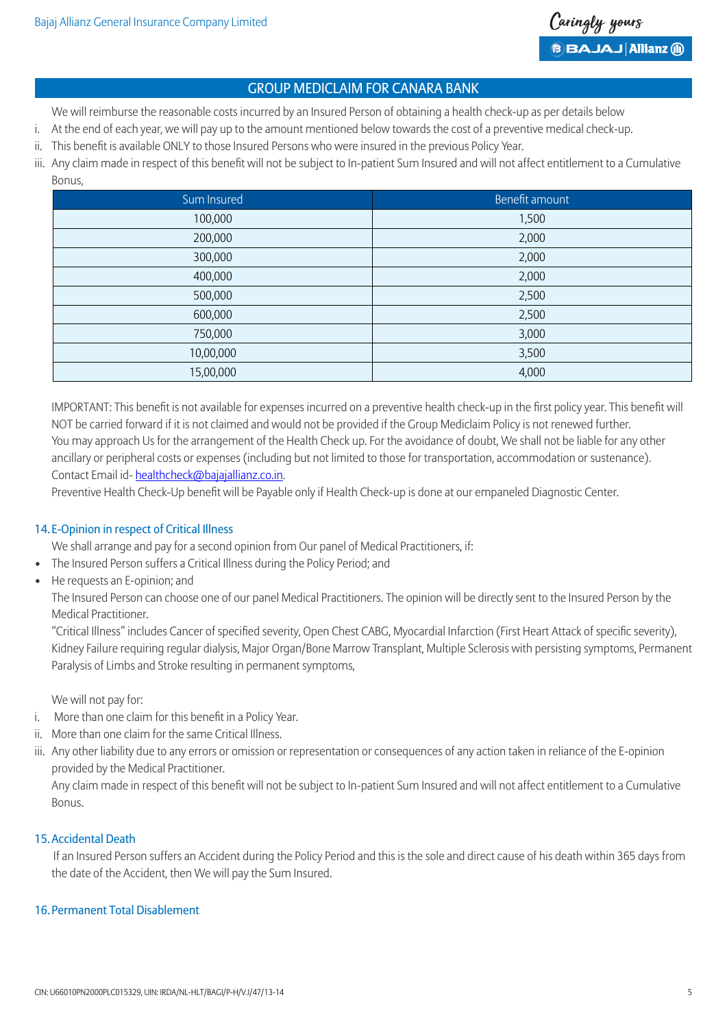## GROUP MEDICLAIM FOR CANARA BANK

We will reimburse the reasonable costs incurred by an Insured Person of obtaining a health check-up as per details below

i. At the end of each year, we will pay up to the amount mentioned below towards the cost of a preventive medical check-up.
ii. This benefit is available ONLY to those Insured Persons who were insured in the previous Policy Year.
iii. Any claim made in respect of this benefit will not be subject to In-patient Sum Insured and will not affect entitlement to a Cumulative Bonus,

| Sum Insured | Benefit amount |
|---|---|
| 100,000 | 1,500 |
| 200,000 | 2,000 |
| 300,000 | 2,000 |
| 400,000 | 2,000 |
| 500,000 | 2,500 |
| 600,000 | 2,500 |
| 750,000 | 3,000 |
| 10,00,000 | 3,500 |
| 15,00,000 | 4,000 |

IMPORTANT: This benefit is not available for expenses incurred on a preventive health check-up in the first policy year. This benefit will NOT be carried forward if it is not claimed and would not be provided if the Group Mediclaim Policy is not renewed further.

You may approach Us for the arrangement of the Health Check up. For the avoidance of doubt, We shall not be liable for any other ancillary or peripheral costs or expenses (including but not limited to those for transportation, accommodation or sustenance).

Contact Email id- healthcheck@bajajallianz.co.in.

Preventive Health Check-Up benefit will be Payable only if Health Check-up is done at our empaneled Diagnostic Center.

### 14. E-Opinion in respect of Critical Illness

We shall arrange and pay for a second opinion from Our panel of Medical Practitioners, if:

- The Insured Person suffers a Critical Illness during the Policy Period; and
- He requests an E-opinion; and

The Insured Person can choose one of our panel Medical Practitioners. The opinion will be directly sent to the Insured Person by the Medical Practitioner.

"Critical Illness" includes Cancer of specified severity, Open Chest CABG, Myocardial Infarction (First Heart Attack of specific severity), Kidney Failure requiring regular dialysis, Major Organ/Bone Marrow Transplant, Multiple Sclerosis with persisting symptoms, Permanent Paralysis of Limbs and Stroke resulting in permanent symptoms,

We will not pay for:

i. More than one claim for this benefit in a Policy Year.
ii. More than one claim for the same Critical Illness.
iii. Any other liability due to any errors or omission or representation or consequences of any action taken in reliance of the E-opinion provided by the Medical Practitioner.

Any claim made in respect of this benefit will not be subject to In-patient Sum Insured and will not affect entitlement to a Cumulative Bonus.

### 15. Accidental Death

If an Insured Person suffers an Accident during the Policy Period and this is the sole and direct cause of his death within 365 days from the date of the Accident, then We will pay the Sum Insured.

### 16. Permanent Total Disablement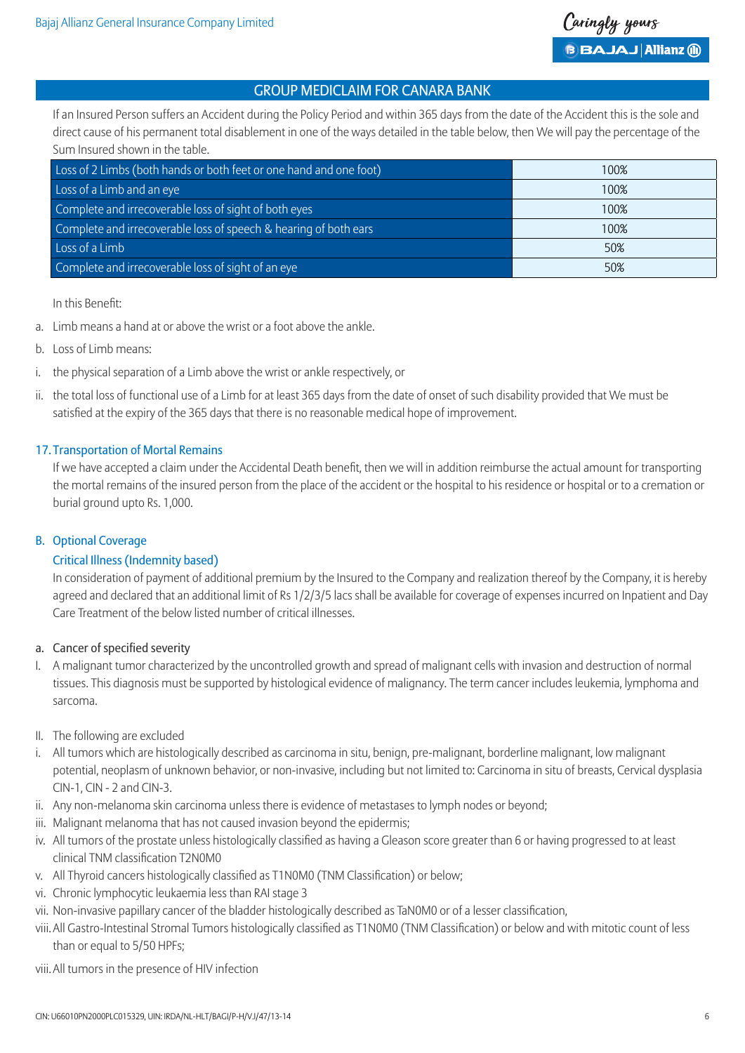## GROUP MEDICLAIM FOR CANARA BANK

If an Insured Person suffers an Accident during the Policy Period and within 365 days from the date of the Accident this is the sole and direct cause of his permanent total disablement in one of the ways detailed in the table below, then We will pay the percentage of the Sum Insured shown in the table.

| | |
|---|---|
| Loss of 2 Limbs (both hands or both feet or one hand and one foot) | 100% |
| Loss of a Limb and an eye | 100% |
| Complete and irrecoverable loss of sight of both eyes | 100% |
| Complete and irrecoverable loss of speech & hearing of both ears | 100% |
| Loss of a Limb | 50% |
| Complete and irrecoverable loss of sight of an eye | 50% |

In this Benefit:

a. Limb means a hand at or above the wrist or a foot above the ankle.

b. Loss of Limb means:

i. the physical separation of a Limb above the wrist or ankle respectively, or

ii. the total loss of functional use of a Limb for at least 365 days from the date of onset of such disability provided that We must be satisfied at the expiry of the 365 days that there is no reasonable medical hope of improvement.

### 17. Transportation of Mortal Remains

If we have accepted a claim under the Accidental Death benefit, then we will in addition reimburse the actual amount for transporting the mortal remains of the insured person from the place of the accident or the hospital to his residence or hospital or to a cremation or burial ground upto Rs. 1,000.

## B. Optional Coverage

### Critical Illness (Indemnity based)

In consideration of payment of additional premium by the Insured to the Company and realization thereof by the Company, it is hereby agreed and declared that an additional limit of Rs 1/2/3/5 lacs shall be available for coverage of expenses incurred on Inpatient and Day Care Treatment of the below listed number of critical illnesses.

#### a. Cancer of specified severity

I. A malignant tumor characterized by the uncontrolled growth and spread of malignant cells with invasion and destruction of normal tissues. This diagnosis must be supported by histological evidence of malignancy. The term cancer includes leukemia, lymphoma and sarcoma.

II. The following are excluded

i. All tumors which are histologically described as carcinoma in situ, benign, pre-malignant, borderline malignant, low malignant potential, neoplasm of unknown behavior, or non-invasive, including but not limited to: Carcinoma in situ of breasts, Cervical dysplasia CIN-1, CIN - 2 and CIN-3.

ii. Any non-melanoma skin carcinoma unless there is evidence of metastases to lymph nodes or beyond;

iii. Malignant melanoma that has not caused invasion beyond the epidermis;

iv. All tumors of the prostate unless histologically classified as having a Gleason score greater than 6 or having progressed to at least clinical TNM classification T2N0M0

v. All Thyroid cancers histologically classified as T1N0M0 (TNM Classification) or below;

vi. Chronic lymphocytic leukaemia less than RAI stage 3

vii. Non-invasive papillary cancer of the bladder histologically described as TaN0M0 or of a lesser classification,

viii. All Gastro-Intestinal Stromal Tumors histologically classified as T1N0M0 (TNM Classification) or below and with mitotic count of less than or equal to 5/50 HPFs;

viii. All tumors in the presence of HIV infection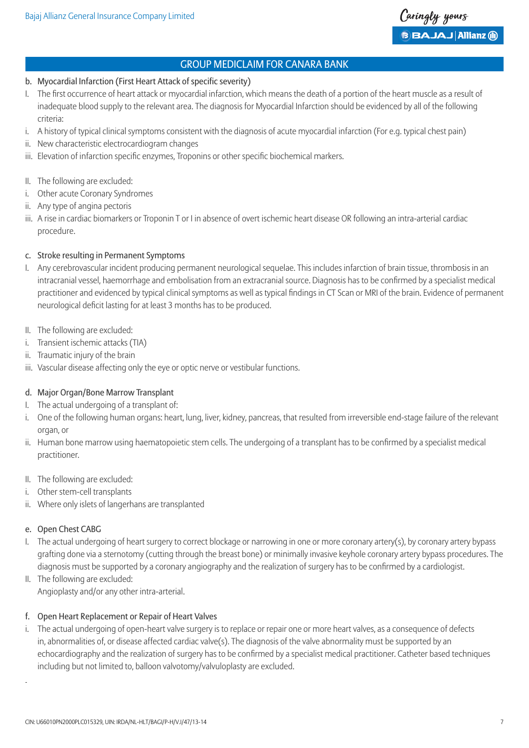## GROUP MEDICLAIM FOR CANARA BANK

**b. Myocardial Infarction (First Heart Attack of specific severity)**

I. The first occurrence of heart attack or myocardial infarction, which means the death of a portion of the heart muscle as a result of inadequate blood supply to the relevant area. The diagnosis for Myocardial Infarction should be evidenced by all of the following criteria:

i. A history of typical clinical symptoms consistent with the diagnosis of acute myocardial infarction (For e.g. typical chest pain)

ii. New characteristic electrocardiogram changes

iii. Elevation of infarction specific enzymes, Troponins or other specific biochemical markers.

II. The following are excluded:

i. Other acute Coronary Syndromes

ii. Any type of angina pectoris

iii. A rise in cardiac biomarkers or Troponin T or I in absence of overt ischemic heart disease OR following an intra-arterial cardiac procedure.

**c. Stroke resulting in Permanent Symptoms**

I. Any cerebrovascular incident producing permanent neurological sequelae. This includes infarction of brain tissue, thrombosis in an intracranial vessel, haemorrhage and embolisation from an extracranial source. Diagnosis has to be confirmed by a specialist medical practitioner and evidenced by typical clinical symptoms as well as typical findings in CT Scan or MRI of the brain. Evidence of permanent neurological deficit lasting for at least 3 months has to be produced.

II. The following are excluded:

i. Transient ischemic attacks (TIA)

ii. Traumatic injury of the brain

iii. Vascular disease affecting only the eye or optic nerve or vestibular functions.

**d. Major Organ/Bone Marrow Transplant**

I. The actual undergoing of a transplant of:

i. One of the following human organs: heart, lung, liver, kidney, pancreas, that resulted from irreversible end-stage failure of the relevant organ, or

ii. Human bone marrow using haematopoietic stem cells. The undergoing of a transplant has to be confirmed by a specialist medical practitioner.

II. The following are excluded:

i. Other stem-cell transplants

ii. Where only islets of langerhans are transplanted

**e. Open Chest CABG**

I. The actual undergoing of heart surgery to correct blockage or narrowing in one or more coronary artery(s), by coronary artery bypass grafting done via a sternotomy (cutting through the breast bone) or minimally invasive keyhole coronary artery bypass procedures. The diagnosis must be supported by a coronary angiography and the realization of surgery has to be confirmed by a cardiologist.

II. The following are excluded:
Angioplasty and/or any other intra-arterial.

**f. Open Heart Replacement or Repair of Heart Valves**

i. The actual undergoing of open-heart valve surgery is to replace or repair one or more heart valves, as a consequence of defects in, abnormalities of, or disease affected cardiac valve(s). The diagnosis of the valve abnormality must be supported by an echocardiography and the realization of surgery has to be confirmed by a specialist medical practitioner. Catheter based techniques including but not limited to, balloon valvotomy/valvuloplasty are excluded.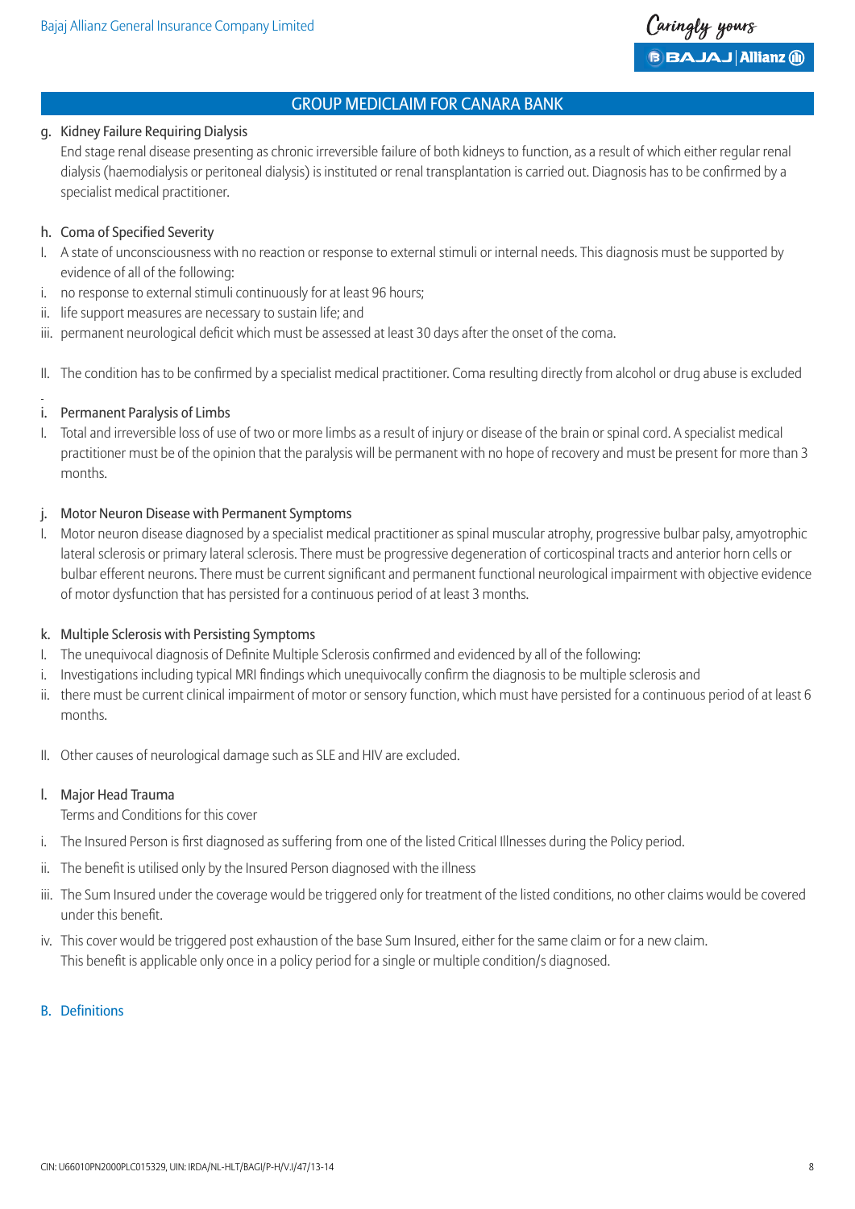g. Kidney Failure Requiring Dialysis

End stage renal disease presenting as chronic irreversible failure of both kidneys to function, as a result of which either regular renal dialysis (haemodialysis or peritoneal dialysis) is instituted or renal transplantation is carried out. Diagnosis has to be confirmed by a specialist medical practitioner.

h. Coma of Specified Severity

I. A state of unconsciousness with no reaction or response to external stimuli or internal needs. This diagnosis must be supported by evidence of all of the following:

i. no response to external stimuli continuously for at least 96 hours;

ii. life support measures are necessary to sustain life; and

iii. permanent neurological deficit which must be assessed at least 30 days after the onset of the coma.

II. The condition has to be confirmed by a specialist medical practitioner. Coma resulting directly from alcohol or drug abuse is excluded

i. Permanent Paralysis of Limbs

I. Total and irreversible loss of use of two or more limbs as a result of injury or disease of the brain or spinal cord. A specialist medical practitioner must be of the opinion that the paralysis will be permanent with no hope of recovery and must be present for more than 3 months.

j. Motor Neuron Disease with Permanent Symptoms

I. Motor neuron disease diagnosed by a specialist medical practitioner as spinal muscular atrophy, progressive bulbar palsy, amyotrophic lateral sclerosis or primary lateral sclerosis. There must be progressive degeneration of corticospinal tracts and anterior horn cells or bulbar efferent neurons. There must be current significant and permanent functional neurological impairment with objective evidence of motor dysfunction that has persisted for a continuous period of at least 3 months.

k. Multiple Sclerosis with Persisting Symptoms

I. The unequivocal diagnosis of Definite Multiple Sclerosis confirmed and evidenced by all of the following:

i. Investigations including typical MRI findings which unequivocally confirm the diagnosis to be multiple sclerosis and

ii. there must be current clinical impairment of motor or sensory function, which must have persisted for a continuous period of at least 6 months.

II. Other causes of neurological damage such as SLE and HIV are excluded.

l. Major Head Trauma

Terms and Conditions for this cover

i. The Insured Person is first diagnosed as suffering from one of the listed Critical Illnesses during the Policy period.

ii. The benefit is utilised only by the Insured Person diagnosed with the illness

iii. The Sum Insured under the coverage would be triggered only for treatment of the listed conditions, no other claims would be covered under this benefit.

iv. This cover would be triggered post exhaustion of the base Sum Insured, either for the same claim or for a new claim. This benefit is applicable only once in a policy period for a single or multiple condition/s diagnosed.

## B. Definitions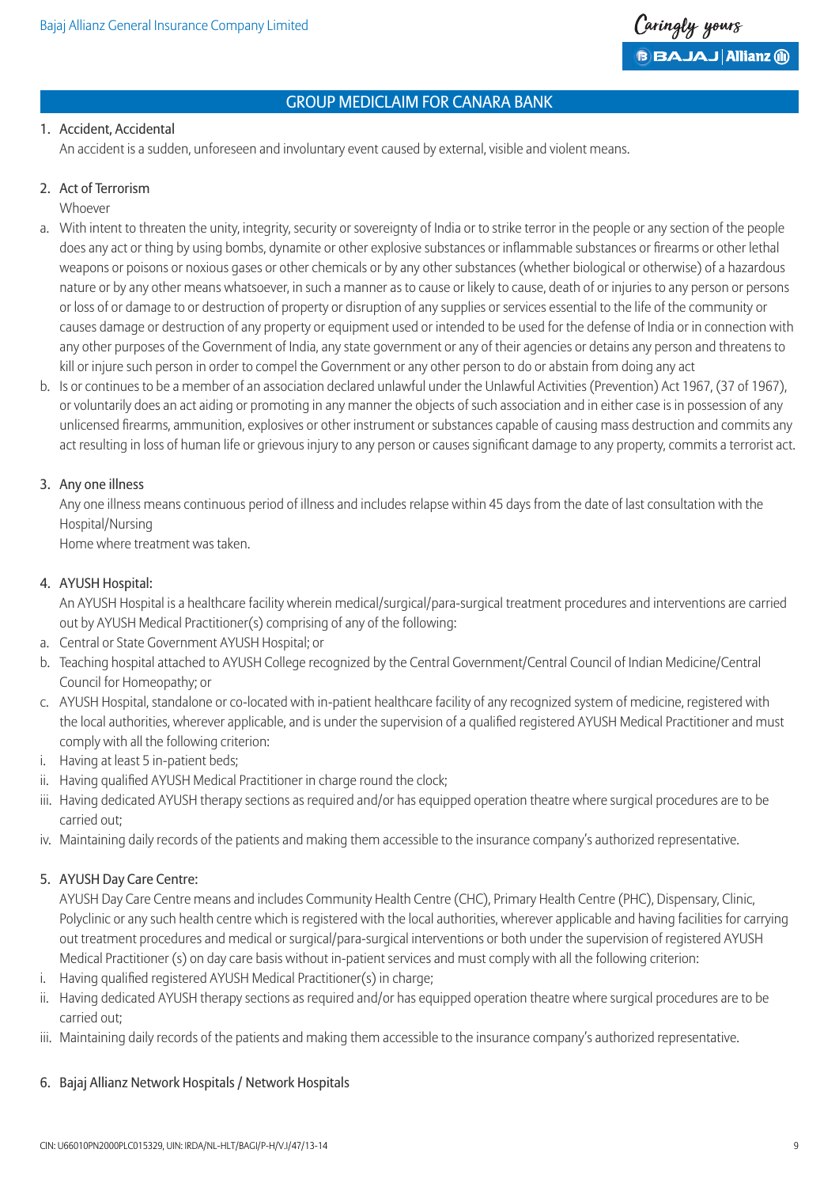## GROUP MEDICLAIM FOR CANARA BANK

1. Accident, Accidental

   An accident is a sudden, unforeseen and involuntary event caused by external, visible and violent means.

2. Act of Terrorism

   Whoever

a. With intent to threaten the unity, integrity, security or sovereignty of India or to strike terror in the people or any section of the people does any act or thing by using bombs, dynamite or other explosive substances or inflammable substances or firearms or other lethal weapons or poisons or noxious gases or other chemicals or by any other substances (whether biological or otherwise) of a hazardous nature or by any other means whatsoever, in such a manner as to cause or likely to cause, death of or injuries to any person or persons or loss of or damage to or destruction of property or disruption of any supplies or services essential to the life of the community or causes damage or destruction of any property or equipment used or intended to be used for the defense of India or in connection with any other purposes of the Government of India, any state government or any of their agencies or detains any person and threatens to kill or injure such person in order to compel the Government or any other person to do or abstain from doing any act

b. Is or continues to be a member of an association declared unlawful under the Unlawful Activities (Prevention) Act 1967, (37 of 1967), or voluntarily does an act aiding or promoting in any manner the objects of such association and in either case is in possession of any unlicensed firearms, ammunition, explosives or other instrument or substances capable of causing mass destruction and commits any act resulting in loss of human life or grievous injury to any person or causes significant damage to any property, commits a terrorist act.

3. Any one illness

   Any one illness means continuous period of illness and includes relapse within 45 days from the date of last consultation with the Hospital/Nursing

   Home where treatment was taken.

4. AYUSH Hospital:

   An AYUSH Hospital is a healthcare facility wherein medical/surgical/para-surgical treatment procedures and interventions are carried out by AYUSH Medical Practitioner(s) comprising of any of the following:

a. Central or State Government AYUSH Hospital; or
b. Teaching hospital attached to AYUSH College recognized by the Central Government/Central Council of Indian Medicine/Central Council for Homeopathy; or
c. AYUSH Hospital, standalone or co-located with in-patient healthcare facility of any recognized system of medicine, registered with the local authorities, wherever applicable, and is under the supervision of a qualified registered AYUSH Medical Practitioner and must comply with all the following criterion:

i. Having at least 5 in-patient beds;
ii. Having qualified AYUSH Medical Practitioner in charge round the clock;
iii. Having dedicated AYUSH therapy sections as required and/or has equipped operation theatre where surgical procedures are to be carried out;
iv. Maintaining daily records of the patients and making them accessible to the insurance company's authorized representative.

5. AYUSH Day Care Centre:

   AYUSH Day Care Centre means and includes Community Health Centre (CHC), Primary Health Centre (PHC), Dispensary, Clinic, Polyclinic or any such health centre which is registered with the local authorities, wherever applicable and having facilities for carrying out treatment procedures and medical or surgical/para-surgical interventions or both under the supervision of registered AYUSH Medical Practitioner (s) on day care basis without in-patient services and must comply with all the following criterion:

i. Having qualified registered AYUSH Medical Practitioner(s) in charge;
ii. Having dedicated AYUSH therapy sections as required and/or has equipped operation theatre where surgical procedures are to be carried out;
iii. Maintaining daily records of the patients and making them accessible to the insurance company's authorized representative.

6. Bajaj Allianz Network Hospitals / Network Hospitals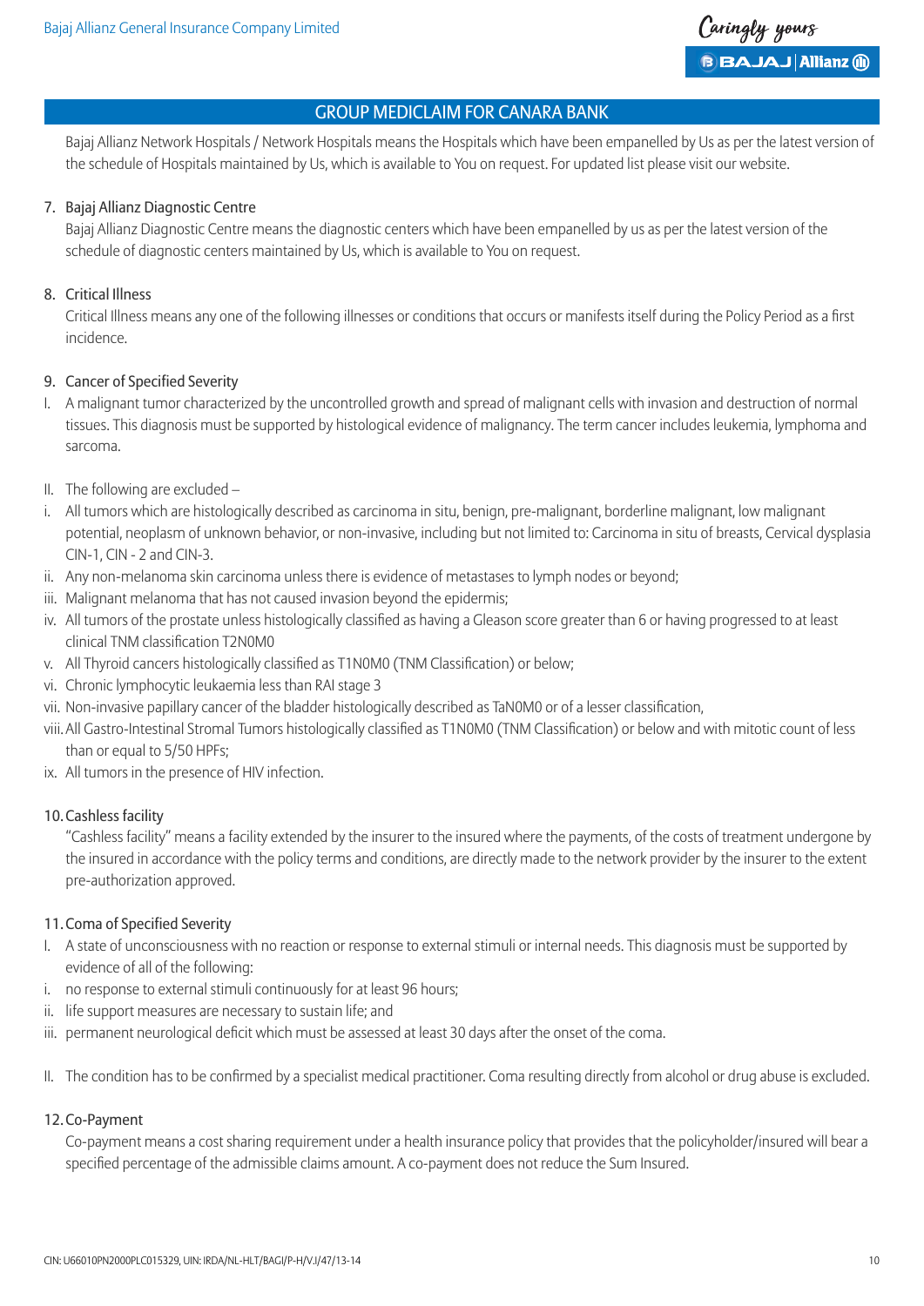## GROUP MEDICLAIM FOR CANARA BANK

Bajaj Allianz Network Hospitals / Network Hospitals means the Hospitals which have been empanelled by Us as per the latest version of the schedule of Hospitals maintained by Us, which is available to You on request. For updated list please visit our website.

7. Bajaj Allianz Diagnostic Centre

   Bajaj Allianz Diagnostic Centre means the diagnostic centers which have been empanelled by us as per the latest version of the schedule of diagnostic centers maintained by Us, which is available to You on request.

8. Critical Illness

   Critical Illness means any one of the following illnesses or conditions that occurs or manifests itself during the Policy Period as a first incidence.

9. Cancer of Specified Severity

I. A malignant tumor characterized by the uncontrolled growth and spread of malignant cells with invasion and destruction of normal tissues. This diagnosis must be supported by histological evidence of malignancy. The term cancer includes leukemia, lymphoma and sarcoma.

II. The following are excluded –

i. All tumors which are histologically described as carcinoma in situ, benign, pre-malignant, borderline malignant, low malignant potential, neoplasm of unknown behavior, or non-invasive, including but not limited to: Carcinoma in situ of breasts, Cervical dysplasia CIN-1, CIN - 2 and CIN-3.
ii. Any non-melanoma skin carcinoma unless there is evidence of metastases to lymph nodes or beyond;
iii. Malignant melanoma that has not caused invasion beyond the epidermis;
iv. All tumors of the prostate unless histologically classified as having a Gleason score greater than 6 or having progressed to at least clinical TNM classification T2N0M0
v. All Thyroid cancers histologically classified as T1N0M0 (TNM Classification) or below;
vi. Chronic lymphocytic leukaemia less than RAI stage 3
vii. Non-invasive papillary cancer of the bladder histologically described as TaN0M0 or of a lesser classification,
viii. All Gastro-Intestinal Stromal Tumors histologically classified as T1N0M0 (TNM Classification) or below and with mitotic count of less than or equal to 5/50 HPFs;
ix. All tumors in the presence of HIV infection.

10. Cashless facility

    "Cashless facility" means a facility extended by the insurer to the insured where the payments, of the costs of treatment undergone by the insured in accordance with the policy terms and conditions, are directly made to the network provider by the insurer to the extent pre-authorization approved.

11. Coma of Specified Severity

I. A state of unconsciousness with no reaction or response to external stimuli or internal needs. This diagnosis must be supported by evidence of all of the following:

i. no response to external stimuli continuously for at least 96 hours;
ii. life support measures are necessary to sustain life; and
iii. permanent neurological deficit which must be assessed at least 30 days after the onset of the coma.

II. The condition has to be confirmed by a specialist medical practitioner. Coma resulting directly from alcohol or drug abuse is excluded.

12. Co-Payment

    Co-payment means a cost sharing requirement under a health insurance policy that provides that the policyholder/insured will bear a specified percentage of the admissible claims amount. A co-payment does not reduce the Sum Insured.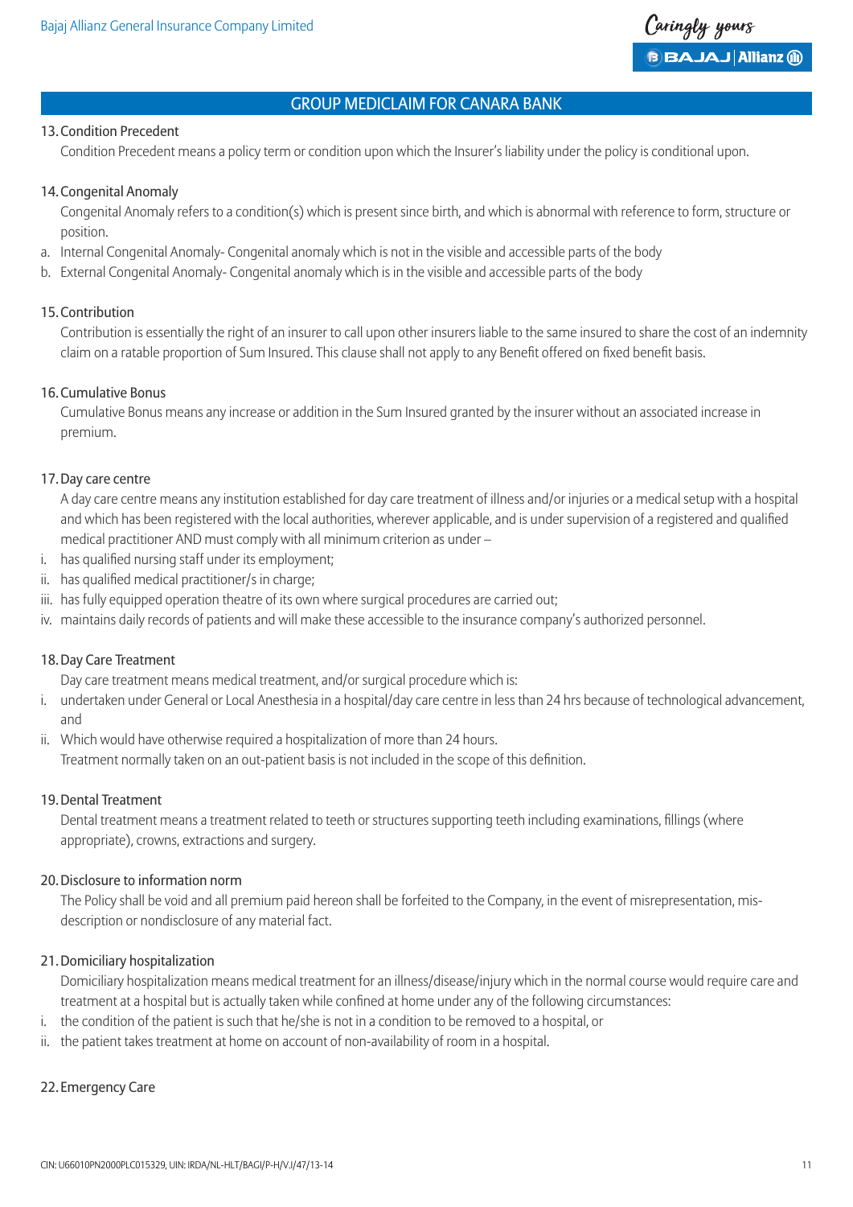## GROUP MEDICLAIM FOR CANARA BANK

### 13. Condition Precedent

Condition Precedent means a policy term or condition upon which the Insurer's liability under the policy is conditional upon.

### 14. Congenital Anomaly

Congenital Anomaly refers to a condition(s) which is present since birth, and which is abnormal with reference to form, structure or position.

a. Internal Congenital Anomaly- Congenital anomaly which is not in the visible and accessible parts of the body
b. External Congenital Anomaly- Congenital anomaly which is in the visible and accessible parts of the body

### 15. Contribution

Contribution is essentially the right of an insurer to call upon other insurers liable to the same insured to share the cost of an indemnity claim on a ratable proportion of Sum Insured. This clause shall not apply to any Benefit offered on fixed benefit basis.

### 16. Cumulative Bonus

Cumulative Bonus means any increase or addition in the Sum Insured granted by the insurer without an associated increase in premium.

### 17. Day care centre

A day care centre means any institution established for day care treatment of illness and/or injuries or a medical setup with a hospital and which has been registered with the local authorities, wherever applicable, and is under supervision of a registered and qualified medical practitioner AND must comply with all minimum criterion as under –

i. has qualified nursing staff under its employment;
ii. has qualified medical practitioner/s in charge;
iii. has fully equipped operation theatre of its own where surgical procedures are carried out;
iv. maintains daily records of patients and will make these accessible to the insurance company's authorized personnel.

### 18. Day Care Treatment

Day care treatment means medical treatment, and/or surgical procedure which is:

i. undertaken under General or Local Anesthesia in a hospital/day care centre in less than 24 hrs because of technological advancement, and
ii. Which would have otherwise required a hospitalization of more than 24 hours.

Treatment normally taken on an out-patient basis is not included in the scope of this definition.

### 19. Dental Treatment

Dental treatment means a treatment related to teeth or structures supporting teeth including examinations, fillings (where appropriate), crowns, extractions and surgery.

### 20. Disclosure to information norm

The Policy shall be void and all premium paid hereon shall be forfeited to the Company, in the event of misrepresentation, mis-description or nondisclosure of any material fact.

### 21. Domiciliary hospitalization

Domiciliary hospitalization means medical treatment for an illness/disease/injury which in the normal course would require care and treatment at a hospital but is actually taken while confined at home under any of the following circumstances:

i. the condition of the patient is such that he/she is not in a condition to be removed to a hospital, or
ii. the patient takes treatment at home on account of non-availability of room in a hospital.

### 22. Emergency Care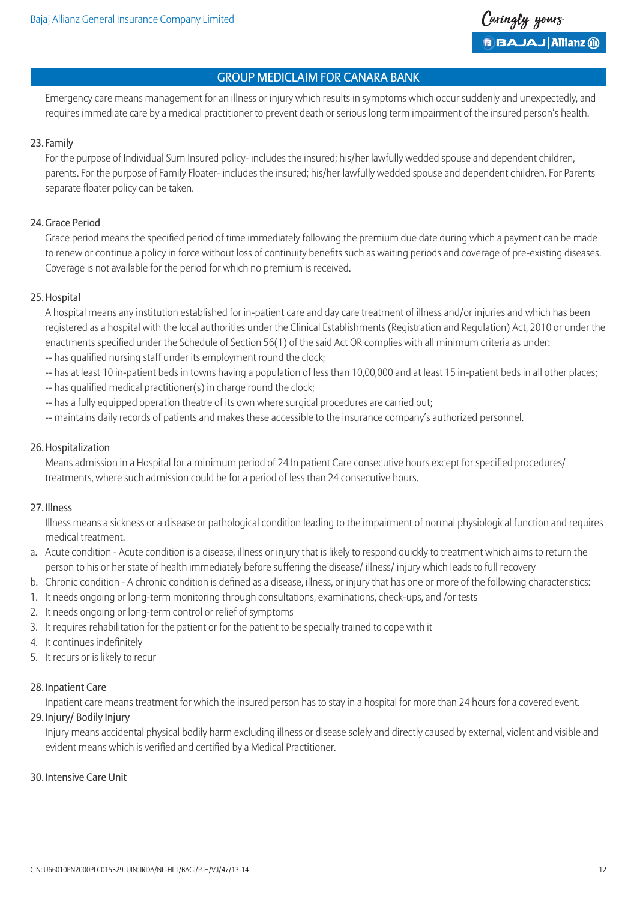## GROUP MEDICLAIM FOR CANARA BANK

Emergency care means management for an illness or injury which results in symptoms which occur suddenly and unexpectedly, and requires immediate care by a medical practitioner to prevent death or serious long term impairment of the insured person's health.

### 23. Family

For the purpose of Individual Sum Insured policy- includes the insured; his/her lawfully wedded spouse and dependent children, parents. For the purpose of Family Floater- includes the insured; his/her lawfully wedded spouse and dependent children. For Parents separate floater policy can be taken.

### 24. Grace Period

Grace period means the specified period of time immediately following the premium due date during which a payment can be made to renew or continue a policy in force without loss of continuity benefits such as waiting periods and coverage of pre-existing diseases. Coverage is not available for the period for which no premium is received.

### 25. Hospital

A hospital means any institution established for in-patient care and day care treatment of illness and/or injuries and which has been registered as a hospital with the local authorities under the Clinical Establishments (Registration and Regulation) Act, 2010 or under the enactments specified under the Schedule of Section 56(1) of the said Act OR complies with all minimum criteria as under:

-- has qualified nursing staff under its employment round the clock;

-- has at least 10 in-patient beds in towns having a population of less than 10,00,000 and at least 15 in-patient beds in all other places;

-- has qualified medical practitioner(s) in charge round the clock;

-- has a fully equipped operation theatre of its own where surgical procedures are carried out;

-- maintains daily records of patients and makes these accessible to the insurance company's authorized personnel.

### 26. Hospitalization

Means admission in a Hospital for a minimum period of 24 In patient Care consecutive hours except for specified procedures/ treatments, where such admission could be for a period of less than 24 consecutive hours.

### 27. Illness

Illness means a sickness or a disease or pathological condition leading to the impairment of normal physiological function and requires medical treatment.

a. Acute condition - Acute condition is a disease, illness or injury that is likely to respond quickly to treatment which aims to return the person to his or her state of health immediately before suffering the disease/ illness/ injury which leads to full recovery

b. Chronic condition - A chronic condition is defined as a disease, illness, or injury that has one or more of the following characteristics:

1. It needs ongoing or long-term monitoring through consultations, examinations, check-ups, and /or tests
2. It needs ongoing or long-term control or relief of symptoms
3. It requires rehabilitation for the patient or for the patient to be specially trained to cope with it
4. It continues indefinitely
5. It recurs or is likely to recur

### 28. Inpatient Care

Inpatient care means treatment for which the insured person has to stay in a hospital for more than 24 hours for a covered event.

### 29. Injury/ Bodily Injury

Injury means accidental physical bodily harm excluding illness or disease solely and directly caused by external, violent and visible and evident means which is verified and certified by a Medical Practitioner.

### 30. Intensive Care Unit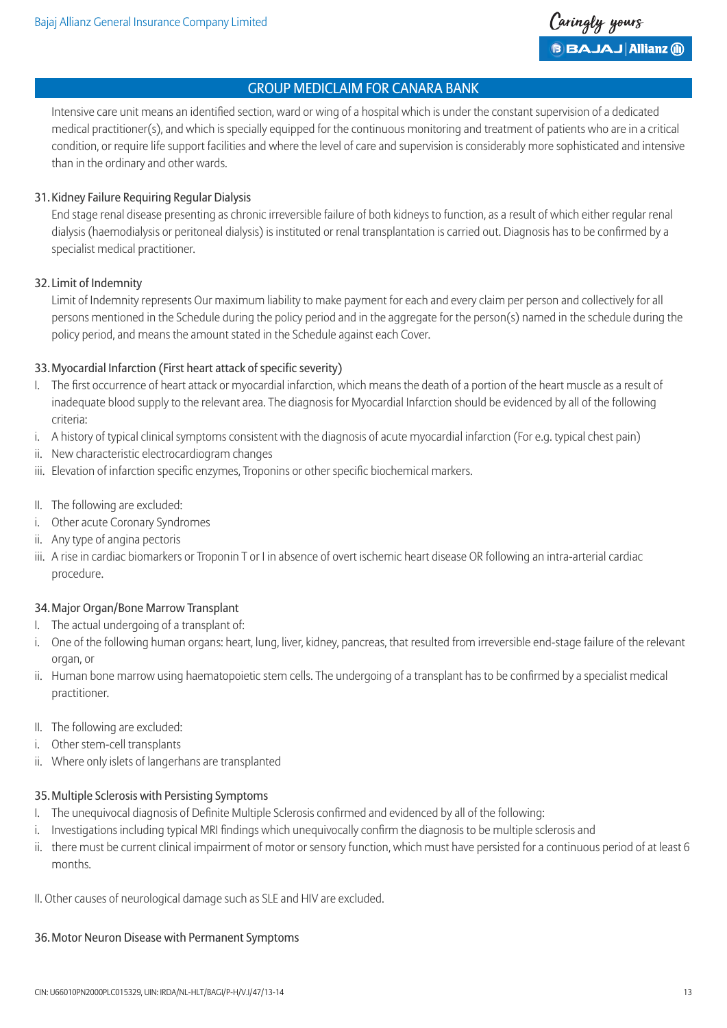## GROUP MEDICLAIM FOR CANARA BANK

Intensive care unit means an identified section, ward or wing of a hospital which is under the constant supervision of a dedicated medical practitioner(s), and which is specially equipped for the continuous monitoring and treatment of patients who are in a critical condition, or require life support facilities and where the level of care and supervision is considerably more sophisticated and intensive than in the ordinary and other wards.

### 31. Kidney Failure Requiring Regular Dialysis

End stage renal disease presenting as chronic irreversible failure of both kidneys to function, as a result of which either regular renal dialysis (haemodialysis or peritoneal dialysis) is instituted or renal transplantation is carried out. Diagnosis has to be confirmed by a specialist medical practitioner.

### 32. Limit of Indemnity

Limit of Indemnity represents Our maximum liability to make payment for each and every claim per person and collectively for all persons mentioned in the Schedule during the policy period and in the aggregate for the person(s) named in the schedule during the policy period, and means the amount stated in the Schedule against each Cover.

### 33. Myocardial Infarction (First heart attack of specific severity)

I. The first occurrence of heart attack or myocardial infarction, which means the death of a portion of the heart muscle as a result of inadequate blood supply to the relevant area. The diagnosis for Myocardial Infarction should be evidenced by all of the following criteria:

i. A history of typical clinical symptoms consistent with the diagnosis of acute myocardial infarction (For e.g. typical chest pain)

ii. New characteristic electrocardiogram changes

iii. Elevation of infarction specific enzymes, Troponins or other specific biochemical markers.

II. The following are excluded:

i. Other acute Coronary Syndromes

ii. Any type of angina pectoris

iii. A rise in cardiac biomarkers or Troponin T or I in absence of overt ischemic heart disease OR following an intra-arterial cardiac procedure.

### 34. Major Organ/Bone Marrow Transplant

I. The actual undergoing of a transplant of:

i. One of the following human organs: heart, lung, liver, kidney, pancreas, that resulted from irreversible end-stage failure of the relevant organ, or

ii. Human bone marrow using haematopoietic stem cells. The undergoing of a transplant has to be confirmed by a specialist medical practitioner.

II. The following are excluded:

i. Other stem-cell transplants

ii. Where only islets of langerhans are transplanted

### 35. Multiple Sclerosis with Persisting Symptoms

I. The unequivocal diagnosis of Definite Multiple Sclerosis confirmed and evidenced by all of the following:

i. Investigations including typical MRI findings which unequivocally confirm the diagnosis to be multiple sclerosis and

ii. there must be current clinical impairment of motor or sensory function, which must have persisted for a continuous period of at least 6 months.

II. Other causes of neurological damage such as SLE and HIV are excluded.

### 36. Motor Neuron Disease with Permanent Symptoms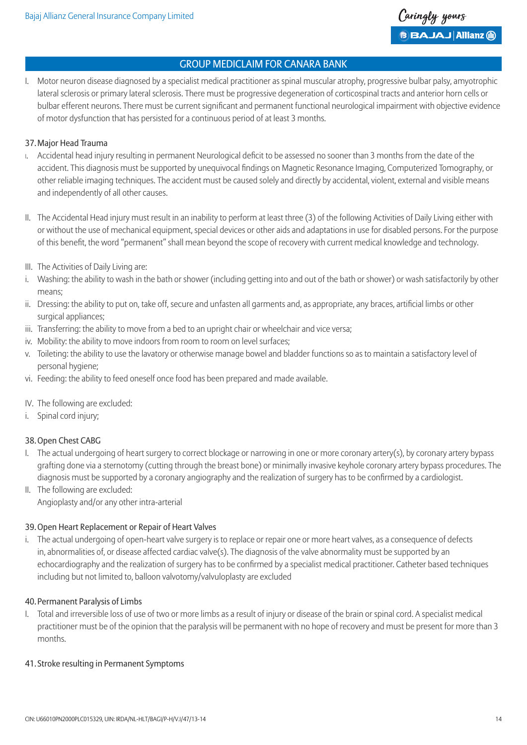## GROUP MEDICLAIM FOR CANARA BANK

I. Motor neuron disease diagnosed by a specialist medical practitioner as spinal muscular atrophy, progressive bulbar palsy, amyotrophic lateral sclerosis or primary lateral sclerosis. There must be progressive degeneration of corticospinal tracts and anterior horn cells or bulbar efferent neurons. There must be current significant and permanent functional neurological impairment with objective evidence of motor dysfunction that has persisted for a continuous period of at least 3 months.

### 37. Major Head Trauma

I. Accidental head injury resulting in permanent Neurological deficit to be assessed no sooner than 3 months from the date of the accident. This diagnosis must be supported by unequivocal findings on Magnetic Resonance Imaging, Computerized Tomography, or other reliable imaging techniques. The accident must be caused solely and directly by accidental, violent, external and visible means and independently of all other causes.

II. The Accidental Head injury must result in an inability to perform at least three (3) of the following Activities of Daily Living either with or without the use of mechanical equipment, special devices or other aids and adaptations in use for disabled persons. For the purpose of this benefit, the word "permanent" shall mean beyond the scope of recovery with current medical knowledge and technology.

III. The Activities of Daily Living are:

i. Washing: the ability to wash in the bath or shower (including getting into and out of the bath or shower) or wash satisfactorily by other means;
ii. Dressing: the ability to put on, take off, secure and unfasten all garments and, as appropriate, any braces, artificial limbs or other surgical appliances;
iii. Transferring: the ability to move from a bed to an upright chair or wheelchair and vice versa;
iv. Mobility: the ability to move indoors from room to room on level surfaces;
v. Toileting: the ability to use the lavatory or otherwise manage bowel and bladder functions so as to maintain a satisfactory level of personal hygiene;
vi. Feeding: the ability to feed oneself once food has been prepared and made available.

IV. The following are excluded:

i. Spinal cord injury;

### 38. Open Chest CABG

I. The actual undergoing of heart surgery to correct blockage or narrowing in one or more coronary artery(s), by coronary artery bypass grafting done via a sternotomy (cutting through the breast bone) or minimally invasive keyhole coronary artery bypass procedures. The diagnosis must be supported by a coronary angiography and the realization of surgery has to be confirmed by a cardiologist.

II. The following are excluded:
Angioplasty and/or any other intra-arterial

### 39. Open Heart Replacement or Repair of Heart Valves

i. The actual undergoing of open-heart valve surgery is to replace or repair one or more heart valves, as a consequence of defects in, abnormalities of, or disease affected cardiac valve(s). The diagnosis of the valve abnormality must be supported by an echocardiography and the realization of surgery has to be confirmed by a specialist medical practitioner. Catheter based techniques including but not limited to, balloon valvotomy/valvuloplasty are excluded

### 40. Permanent Paralysis of Limbs

I. Total and irreversible loss of use of two or more limbs as a result of injury or disease of the brain or spinal cord. A specialist medical practitioner must be of the opinion that the paralysis will be permanent with no hope of recovery and must be present for more than 3 months.

### 41. Stroke resulting in Permanent Symptoms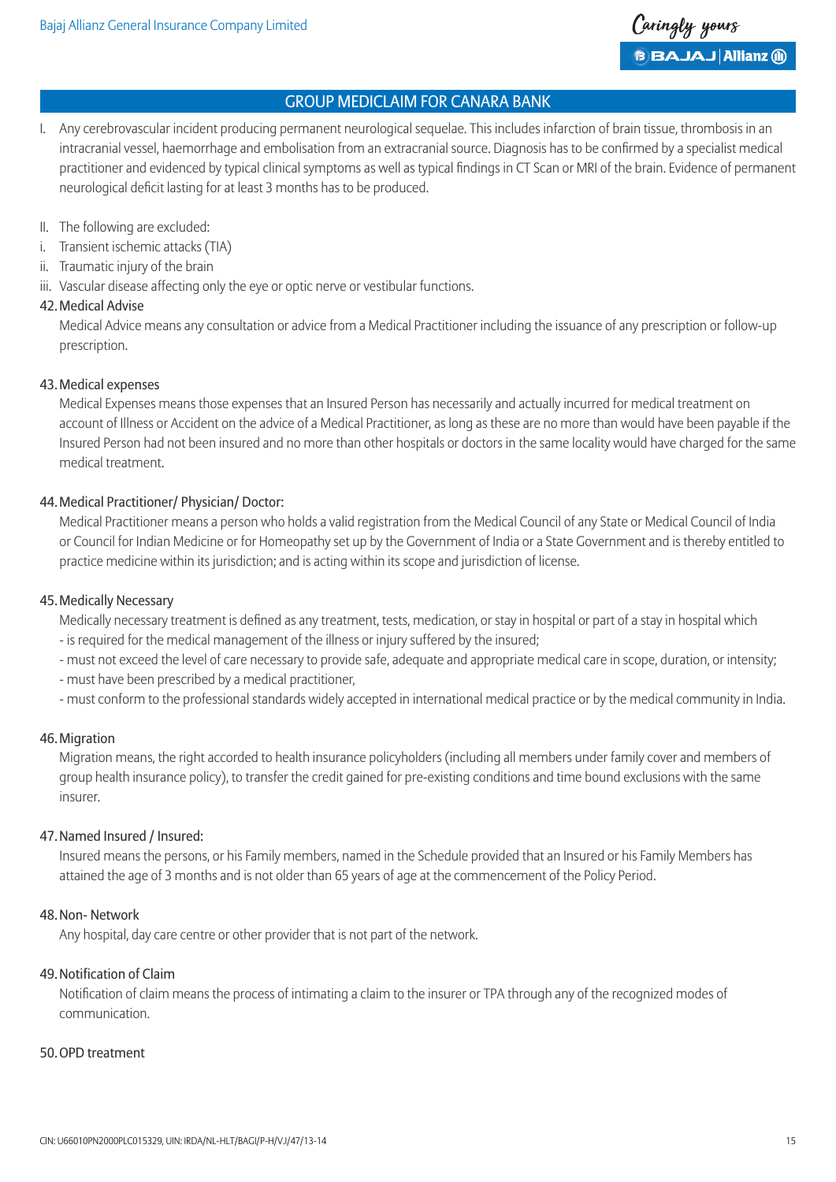## GROUP MEDICLAIM FOR CANARA BANK

I. Any cerebrovascular incident producing permanent neurological sequelae. This includes infarction of brain tissue, thrombosis in an intracranial vessel, haemorrhage and embolisation from an extracranial source. Diagnosis has to be confirmed by a specialist medical practitioner and evidenced by typical clinical symptoms as well as typical findings in CT Scan or MRI of the brain. Evidence of permanent neurological deficit lasting for at least 3 months has to be produced.

II. The following are excluded:

i. Transient ischemic attacks (TIA)

ii. Traumatic injury of the brain

iii. Vascular disease affecting only the eye or optic nerve or vestibular functions.

### 42. Medical Advise

Medical Advice means any consultation or advice from a Medical Practitioner including the issuance of any prescription or follow-up prescription.

### 43. Medical expenses

Medical Expenses means those expenses that an Insured Person has necessarily and actually incurred for medical treatment on account of Illness or Accident on the advice of a Medical Practitioner, as long as these are no more than would have been payable if the Insured Person had not been insured and no more than other hospitals or doctors in the same locality would have charged for the same medical treatment.

### 44. Medical Practitioner/ Physician/ Doctor:

Medical Practitioner means a person who holds a valid registration from the Medical Council of any State or Medical Council of India or Council for Indian Medicine or for Homeopathy set up by the Government of India or a State Government and is thereby entitled to practice medicine within its jurisdiction; and is acting within its scope and jurisdiction of license.

### 45. Medically Necessary

Medically necessary treatment is defined as any treatment, tests, medication, or stay in hospital or part of a stay in hospital which

- is required for the medical management of the illness or injury suffered by the insured;
- must not exceed the level of care necessary to provide safe, adequate and appropriate medical care in scope, duration, or intensity;
- must have been prescribed by a medical practitioner,
- must conform to the professional standards widely accepted in international medical practice or by the medical community in India.

### 46. Migration

Migration means, the right accorded to health insurance policyholders (including all members under family cover and members of group health insurance policy), to transfer the credit gained for pre-existing conditions and time bound exclusions with the same insurer.

### 47. Named Insured / Insured:

Insured means the persons, or his Family members, named in the Schedule provided that an Insured or his Family Members has attained the age of 3 months and is not older than 65 years of age at the commencement of the Policy Period.

### 48. Non- Network

Any hospital, day care centre or other provider that is not part of the network.

### 49. Notification of Claim

Notification of claim means the process of intimating a claim to the insurer or TPA through any of the recognized modes of communication.

### 50. OPD treatment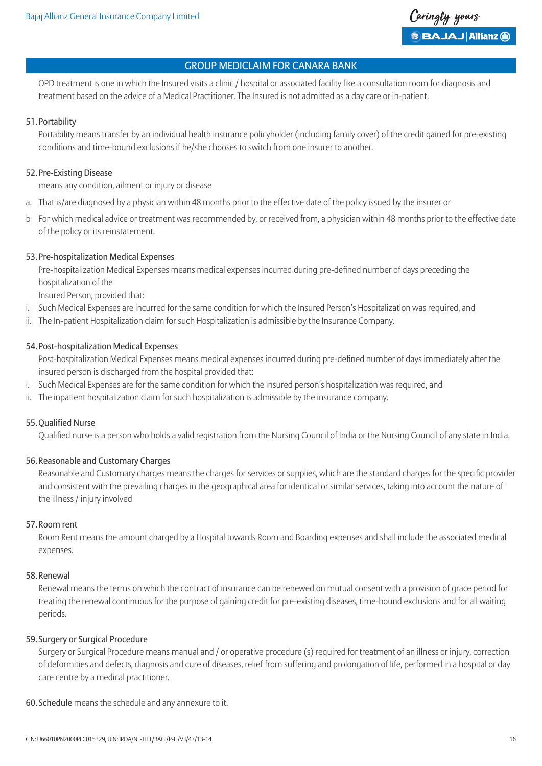## GROUP MEDICLAIM FOR CANARA BANK

OPD treatment is one in which the Insured visits a clinic / hospital or associated facility like a consultation room for diagnosis and treatment based on the advice of a Medical Practitioner. The Insured is not admitted as a day care or in-patient.

51. Portability

Portability means transfer by an individual health insurance policyholder (including family cover) of the credit gained for pre-existing conditions and time-bound exclusions if he/she chooses to switch from one insurer to another.

52. Pre-Existing Disease

means any condition, ailment or injury or disease

a. That is/are diagnosed by a physician within 48 months prior to the effective date of the policy issued by the insurer or

b For which medical advice or treatment was recommended by, or received from, a physician within 48 months prior to the effective date of the policy or its reinstatement.

53. Pre-hospitalization Medical Expenses

Pre-hospitalization Medical Expenses means medical expenses incurred during pre-defined number of days preceding the hospitalization of the
Insured Person, provided that:

i. Such Medical Expenses are incurred for the same condition for which the Insured Person's Hospitalization was required, and

ii. The In-patient Hospitalization claim for such Hospitalization is admissible by the Insurance Company.

54. Post-hospitalization Medical Expenses

Post-hospitalization Medical Expenses means medical expenses incurred during pre-defined number of days immediately after the insured person is discharged from the hospital provided that:

i. Such Medical Expenses are for the same condition for which the insured person's hospitalization was required, and

ii. The inpatient hospitalization claim for such hospitalization is admissible by the insurance company.

55. Qualified Nurse

Qualified nurse is a person who holds a valid registration from the Nursing Council of India or the Nursing Council of any state in India.

56. Reasonable and Customary Charges

Reasonable and Customary charges means the charges for services or supplies, which are the standard charges for the specific provider and consistent with the prevailing charges in the geographical area for identical or similar services, taking into account the nature of the illness / injury involved

57. Room rent

Room Rent means the amount charged by a Hospital towards Room and Boarding expenses and shall include the associated medical expenses.

58. Renewal

Renewal means the terms on which the contract of insurance can be renewed on mutual consent with a provision of grace period for treating the renewal continuous for the purpose of gaining credit for pre-existing diseases, time-bound exclusions and for all waiting periods.

59. Surgery or Surgical Procedure

Surgery or Surgical Procedure means manual and / or operative procedure (s) required for treatment of an illness or injury, correction of deformities and defects, diagnosis and cure of diseases, relief from suffering and prolongation of life, performed in a hospital or day care centre by a medical practitioner.

60. Schedule means the schedule and any annexure to it.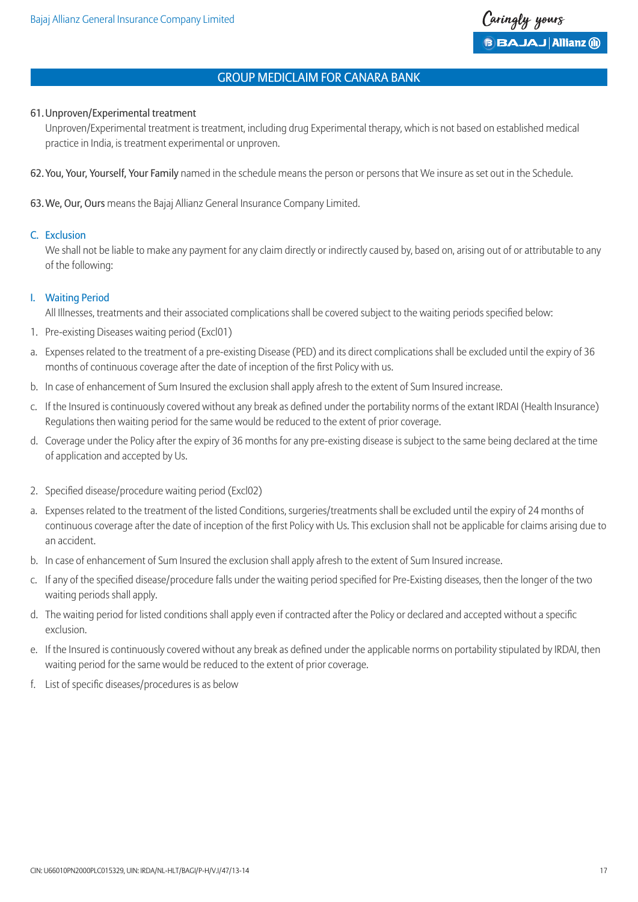61. Unproven/Experimental treatment

Unproven/Experimental treatment is treatment, including drug Experimental therapy, which is not based on established medical practice in India, is treatment experimental or unproven.

62. **You, Your, Yourself, Your Family** named in the schedule means the person or persons that We insure as set out in the Schedule.

63. **We, Our, Ours** means the Bajaj Allianz General Insurance Company Limited.

## C. Exclusion

We shall not be liable to make any payment for any claim directly or indirectly caused by, based on, arising out of or attributable to any of the following:

### I. Waiting Period

All Illnesses, treatments and their associated complications shall be covered subject to the waiting periods specified below:

1. Pre-existing Diseases waiting period (Excl01)

a. Expenses related to the treatment of a pre-existing Disease (PED) and its direct complications shall be excluded until the expiry of 36 months of continuous coverage after the date of inception of the first Policy with us.

b. In case of enhancement of Sum Insured the exclusion shall apply afresh to the extent of Sum Insured increase.

c. If the Insured is continuously covered without any break as defined under the portability norms of the extant IRDAI (Health Insurance) Regulations then waiting period for the same would be reduced to the extent of prior coverage.

d. Coverage under the Policy after the expiry of 36 months for any pre-existing disease is subject to the same being declared at the time of application and accepted by Us.

2. Specified disease/procedure waiting period (Excl02)

a. Expenses related to the treatment of the listed Conditions, surgeries/treatments shall be excluded until the expiry of 24 months of continuous coverage after the date of inception of the first Policy with Us. This exclusion shall not be applicable for claims arising due to an accident.

b. In case of enhancement of Sum Insured the exclusion shall apply afresh to the extent of Sum Insured increase.

c. If any of the specified disease/procedure falls under the waiting period specified for Pre-Existing diseases, then the longer of the two waiting periods shall apply.

d. The waiting period for listed conditions shall apply even if contracted after the Policy or declared and accepted without a specific exclusion.

e. If the Insured is continuously covered without any break as defined under the applicable norms on portability stipulated by IRDAI, then waiting period for the same would be reduced to the extent of prior coverage.

f. List of specific diseases/procedures is as below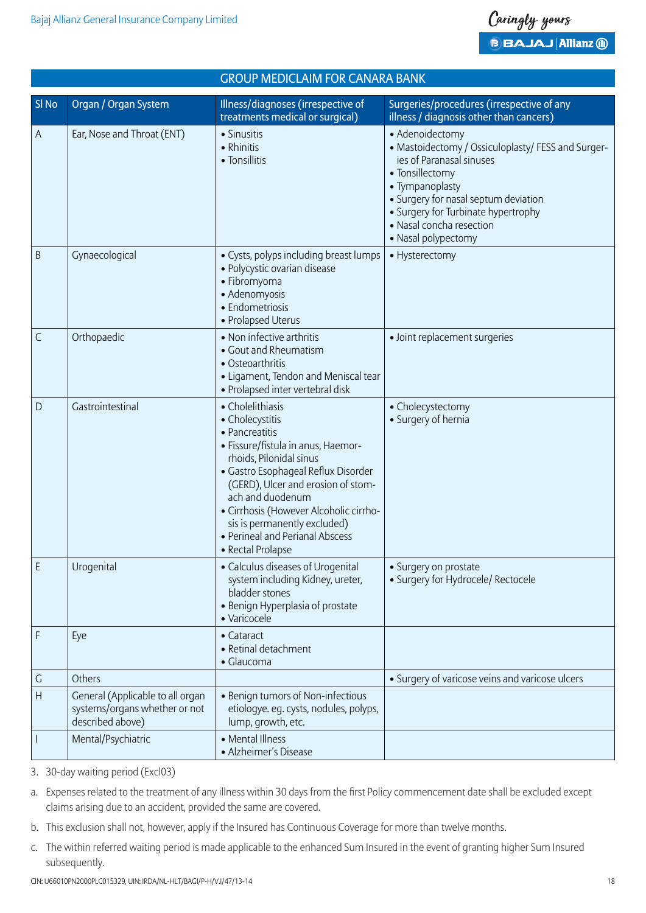## GROUP MEDICLAIM FOR CANARA BANK

| Sl No | Organ / Organ System | Illness/diagnoses (irrespective of treatments medical or surgical) | Surgeries/procedures (irrespective of any illness / diagnosis other than cancers) |
|---|---|---|---|
| A | Ear, Nose and Throat (ENT) | • Sinusitis<br>• Rhinitis<br>• Tonsillitis | • Adenoidectomy<br>• Mastoidectomy / Ossiculoplasty/ FESS and Surgeries of Paranasal sinuses<br>• Tonsillectomy<br>• Tympanoplasty<br>• Surgery for nasal septum deviation<br>• Surgery for Turbinate hypertrophy<br>• Nasal concha resection<br>• Nasal polypectomy |
| B | Gynaecological | • Cysts, polyps including breast lumps<br>• Polycystic ovarian disease<br>• Fibromyoma<br>• Adenomyosis<br>• Endometriosis<br>• Prolapsed Uterus | • Hysterectomy |
| C | Orthopaedic | • Non infective arthritis<br>• Gout and Rheumatism<br>• Osteoarthritis<br>• Ligament, Tendon and Meniscal tear<br>• Prolapsed inter vertebral disk | • Joint replacement surgeries |
| D | Gastrointestinal | • Cholelithiasis<br>• Cholecystitis<br>• Pancreatitis<br>• Fissure/fistula in anus, Haemorrhoids, Pilonidal sinus<br>• Gastro Esophageal Reflux Disorder (GERD), Ulcer and erosion of stomach and duodenum<br>• Cirrhosis (However Alcoholic cirrhosis is permanently excluded)<br>• Perineal and Perianal Abscess<br>• Rectal Prolapse | • Cholecystectomy<br>• Surgery of hernia |
| E | Urogenital | • Calculus diseases of Urogenital system including Kidney, ureter, bladder stones<br>• Benign Hyperplasia of prostate<br>• Varicocele | • Surgery on prostate<br>• Surgery for Hydrocele/ Rectocele |
| F | Eye | • Cataract<br>• Retinal detachment<br>• Glaucoma | |
| G | Others | | • Surgery of varicose veins and varicose ulcers |
| H | General (Applicable to all organ systems/organs whether or not described above) | • Benign tumors of Non-infectious etiologye. eg. cysts, nodules, polyps, lump, growth, etc. | |
| I | Mental/Psychiatric | • Mental Illness<br>• Alzheimer's Disease | |

3. 30-day waiting period (Excl03)

a. Expenses related to the treatment of any illness within 30 days from the first Policy commencement date shall be excluded except claims arising due to an accident, provided the same are covered.

b. This exclusion shall not, however, apply if the Insured has Continuous Coverage for more than twelve months.

c. The within referred waiting period is made applicable to the enhanced Sum Insured in the event of granting higher Sum Insured subsequently.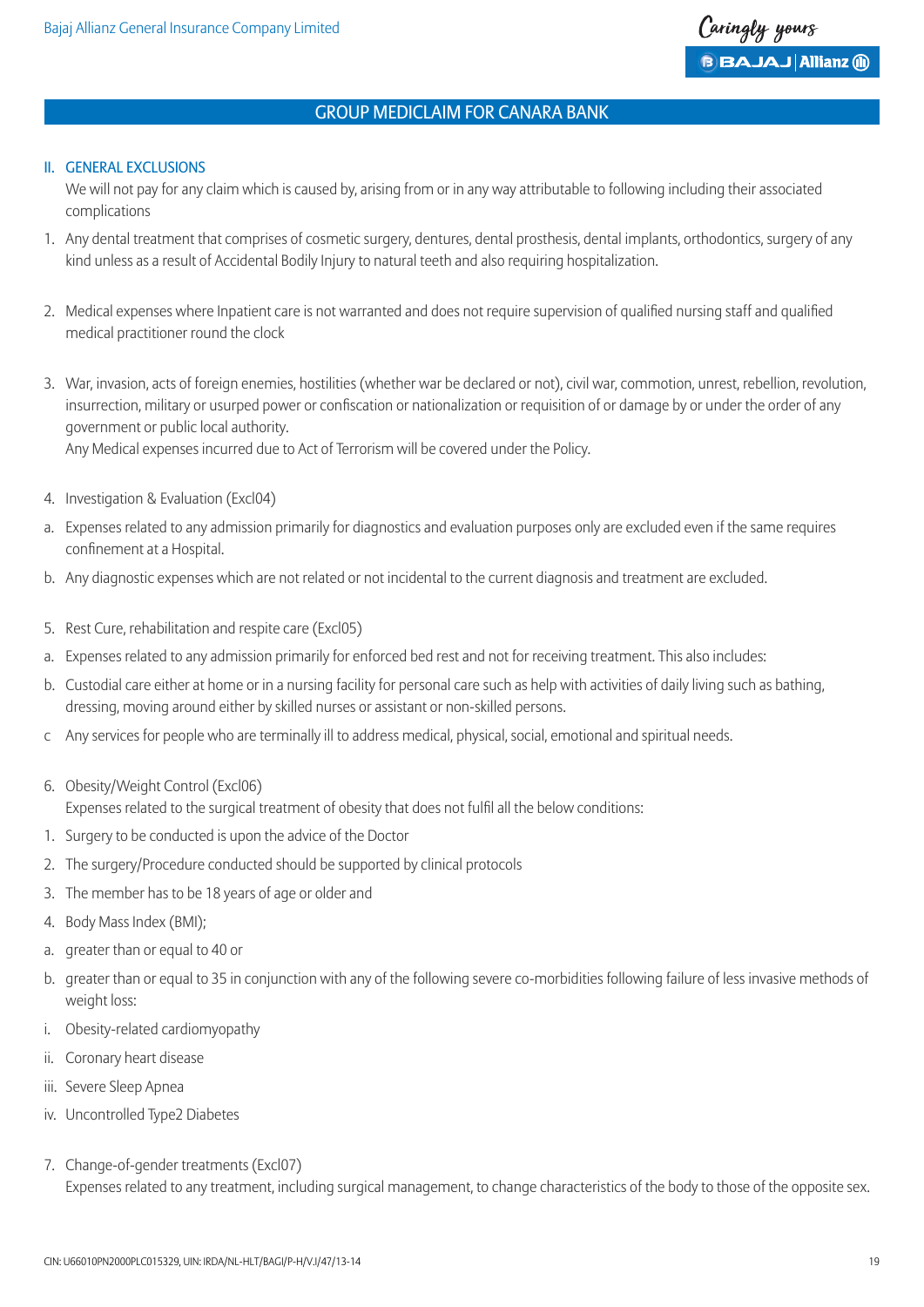## GROUP MEDICLAIM FOR CANARA BANK

### II. GENERAL EXCLUSIONS

We will not pay for any claim which is caused by, arising from or in any way attributable to following including their associated complications

1. Any dental treatment that comprises of cosmetic surgery, dentures, dental prosthesis, dental implants, orthodontics, surgery of any kind unless as a result of Accidental Bodily Injury to natural teeth and also requiring hospitalization.

2. Medical expenses where Inpatient care is not warranted and does not require supervision of qualified nursing staff and qualified medical practitioner round the clock

3. War, invasion, acts of foreign enemies, hostilities (whether war be declared or not), civil war, commotion, unrest, rebellion, revolution, insurrection, military or usurped power or confiscation or nationalization or requisition of or damage by or under the order of any government or public local authority.
   Any Medical expenses incurred due to Act of Terrorism will be covered under the Policy.

4. Investigation & Evaluation (Excl04)

a. Expenses related to any admission primarily for diagnostics and evaluation purposes only are excluded even if the same requires confinement at a Hospital.

b. Any diagnostic expenses which are not related or not incidental to the current diagnosis and treatment are excluded.

5. Rest Cure, rehabilitation and respite care (Excl05)

a. Expenses related to any admission primarily for enforced bed rest and not for receiving treatment. This also includes:

b. Custodial care either at home or in a nursing facility for personal care such as help with activities of daily living such as bathing, dressing, moving around either by skilled nurses or assistant or non-skilled persons.

c Any services for people who are terminally ill to address medical, physical, social, emotional and spiritual needs.

6. Obesity/Weight Control (Excl06)
   Expenses related to the surgical treatment of obesity that does not fulfil all the below conditions:

1. Surgery to be conducted is upon the advice of the Doctor
2. The surgery/Procedure conducted should be supported by clinical protocols
3. The member has to be 18 years of age or older and
4. Body Mass Index (BMI);

a. greater than or equal to 40 or

b. greater than or equal to 35 in conjunction with any of the following severe co-morbidities following failure of less invasive methods of weight loss:

i. Obesity-related cardiomyopathy

ii. Coronary heart disease

iii. Severe Sleep Apnea

iv. Uncontrolled Type2 Diabetes

7. Change-of-gender treatments (Excl07)
   Expenses related to any treatment, including surgical management, to change characteristics of the body to those of the opposite sex.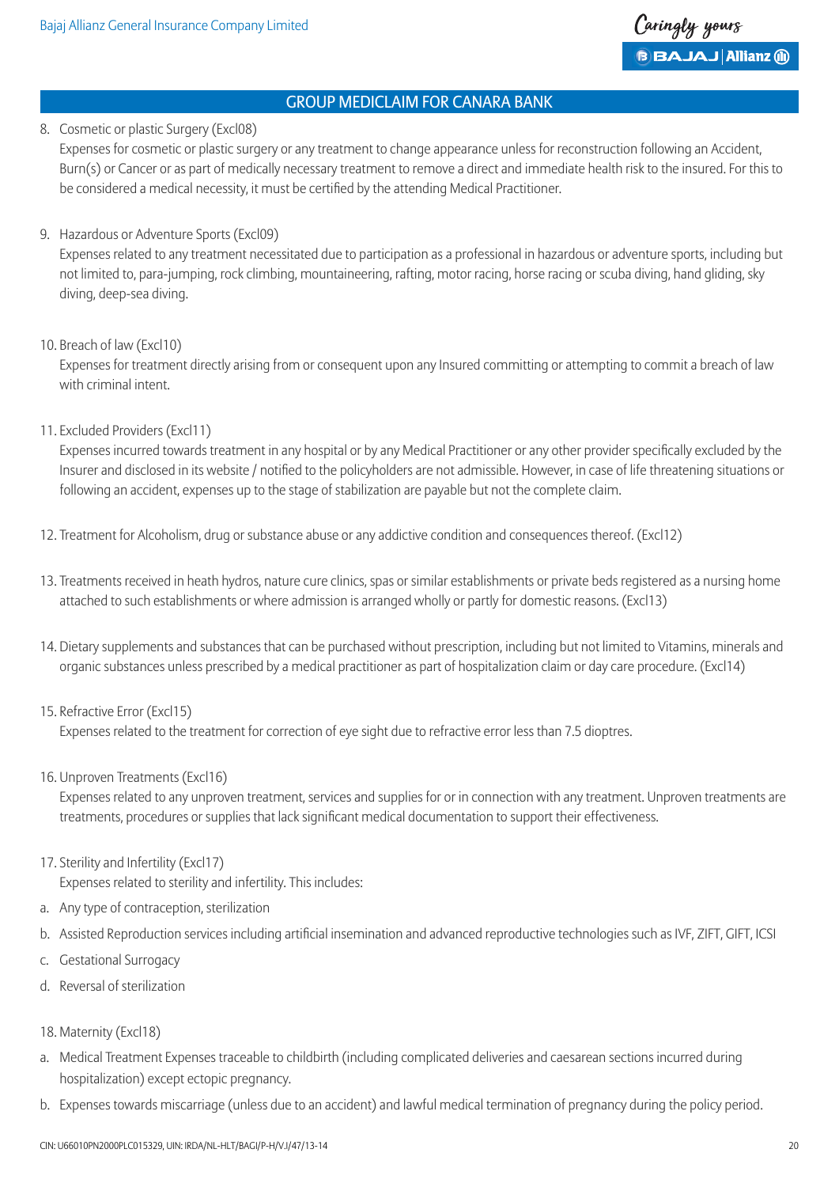## GROUP MEDICLAIM FOR CANARA BANK

8. Cosmetic or plastic Surgery (Excl08)

   Expenses for cosmetic or plastic surgery or any treatment to change appearance unless for reconstruction following an Accident, Burn(s) or Cancer or as part of medically necessary treatment to remove a direct and immediate health risk to the insured. For this to be considered a medical necessity, it must be certified by the attending Medical Practitioner.

9. Hazardous or Adventure Sports (Excl09)

   Expenses related to any treatment necessitated due to participation as a professional in hazardous or adventure sports, including but not limited to, para-jumping, rock climbing, mountaineering, rafting, motor racing, horse racing or scuba diving, hand gliding, sky diving, deep-sea diving.

10. Breach of law (Excl10)

    Expenses for treatment directly arising from or consequent upon any Insured committing or attempting to commit a breach of law with criminal intent.

11. Excluded Providers (Excl11)

    Expenses incurred towards treatment in any hospital or by any Medical Practitioner or any other provider specifically excluded by the Insurer and disclosed in its website / notified to the policyholders are not admissible. However, in case of life threatening situations or following an accident, expenses up to the stage of stabilization are payable but not the complete claim.

12. Treatment for Alcoholism, drug or substance abuse or any addictive condition and consequences thereof. (Excl12)

13. Treatments received in heath hydros, nature cure clinics, spas or similar establishments or private beds registered as a nursing home attached to such establishments or where admission is arranged wholly or partly for domestic reasons. (Excl13)

14. Dietary supplements and substances that can be purchased without prescription, including but not limited to Vitamins, minerals and organic substances unless prescribed by a medical practitioner as part of hospitalization claim or day care procedure. (Excl14)

15. Refractive Error (Excl15)

    Expenses related to the treatment for correction of eye sight due to refractive error less than 7.5 dioptres.

16. Unproven Treatments (Excl16)

    Expenses related to any unproven treatment, services and supplies for or in connection with any treatment. Unproven treatments are treatments, procedures or supplies that lack significant medical documentation to support their effectiveness.

17. Sterility and Infertility (Excl17)

    Expenses related to sterility and infertility. This includes:

a. Any type of contraception, sterilization
b. Assisted Reproduction services including artificial insemination and advanced reproductive technologies such as IVF, ZIFT, GIFT, ICSI
c. Gestational Surrogacy
d. Reversal of sterilization

18. Maternity (Excl18)

a. Medical Treatment Expenses traceable to childbirth (including complicated deliveries and caesarean sections incurred during hospitalization) except ectopic pregnancy.
b. Expenses towards miscarriage (unless due to an accident) and lawful medical termination of pregnancy during the policy period.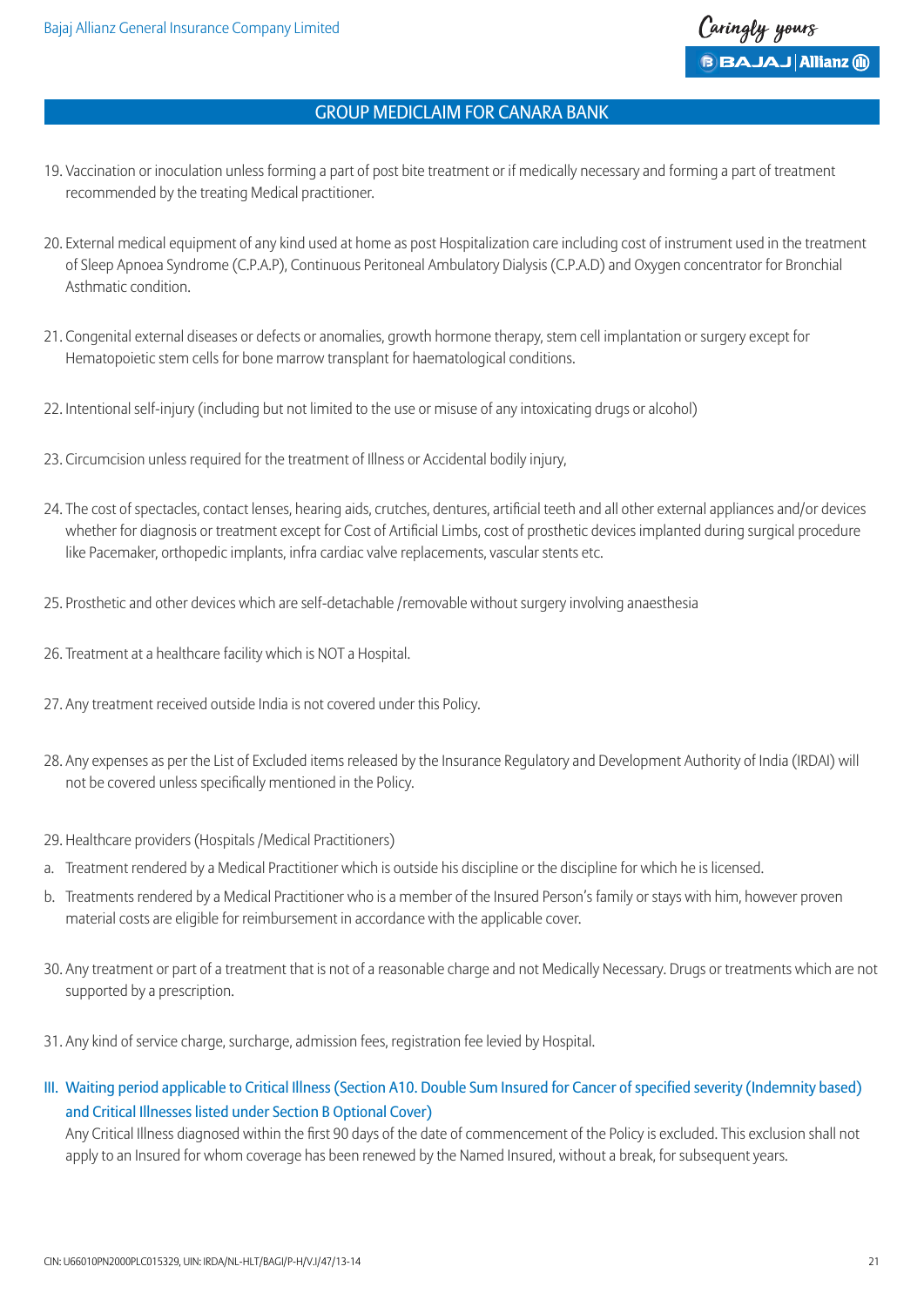19. Vaccination or inoculation unless forming a part of post bite treatment or if medically necessary and forming a part of treatment recommended by the treating Medical practitioner.

20. External medical equipment of any kind used at home as post Hospitalization care including cost of instrument used in the treatment of Sleep Apnoea Syndrome (C.P.A.P), Continuous Peritoneal Ambulatory Dialysis (C.P.A.D) and Oxygen concentrator for Bronchial Asthmatic condition.

21. Congenital external diseases or defects or anomalies, growth hormone therapy, stem cell implantation or surgery except for Hematopoietic stem cells for bone marrow transplant for haematological conditions.

22. Intentional self-injury (including but not limited to the use or misuse of any intoxicating drugs or alcohol)

23. Circumcision unless required for the treatment of Illness or Accidental bodily injury,

24. The cost of spectacles, contact lenses, hearing aids, crutches, dentures, artificial teeth and all other external appliances and/or devices whether for diagnosis or treatment except for Cost of Artificial Limbs, cost of prosthetic devices implanted during surgical procedure like Pacemaker, orthopedic implants, infra cardiac valve replacements, vascular stents etc.

25. Prosthetic and other devices which are self-detachable /removable without surgery involving anaesthesia

26. Treatment at a healthcare facility which is NOT a Hospital.

27. Any treatment received outside India is not covered under this Policy.

28. Any expenses as per the List of Excluded items released by the Insurance Regulatory and Development Authority of India (IRDAI) will not be covered unless specifically mentioned in the Policy.

29. Healthcare providers (Hospitals /Medical Practitioners)

a. Treatment rendered by a Medical Practitioner which is outside his discipline or the discipline for which he is licensed.

b. Treatments rendered by a Medical Practitioner who is a member of the Insured Person's family or stays with him, however proven material costs are eligible for reimbursement in accordance with the applicable cover.

30. Any treatment or part of a treatment that is not of a reasonable charge and not Medically Necessary. Drugs or treatments which are not supported by a prescription.

31. Any kind of service charge, surcharge, admission fees, registration fee levied by Hospital.

### III. Waiting period applicable to Critical Illness (Section A10. Double Sum Insured for Cancer of specified severity (Indemnity based) and Critical Illnesses listed under Section B Optional Cover)

Any Critical Illness diagnosed within the first 90 days of the date of commencement of the Policy is excluded. This exclusion shall not apply to an Insured for whom coverage has been renewed by the Named Insured, without a break, for subsequent years.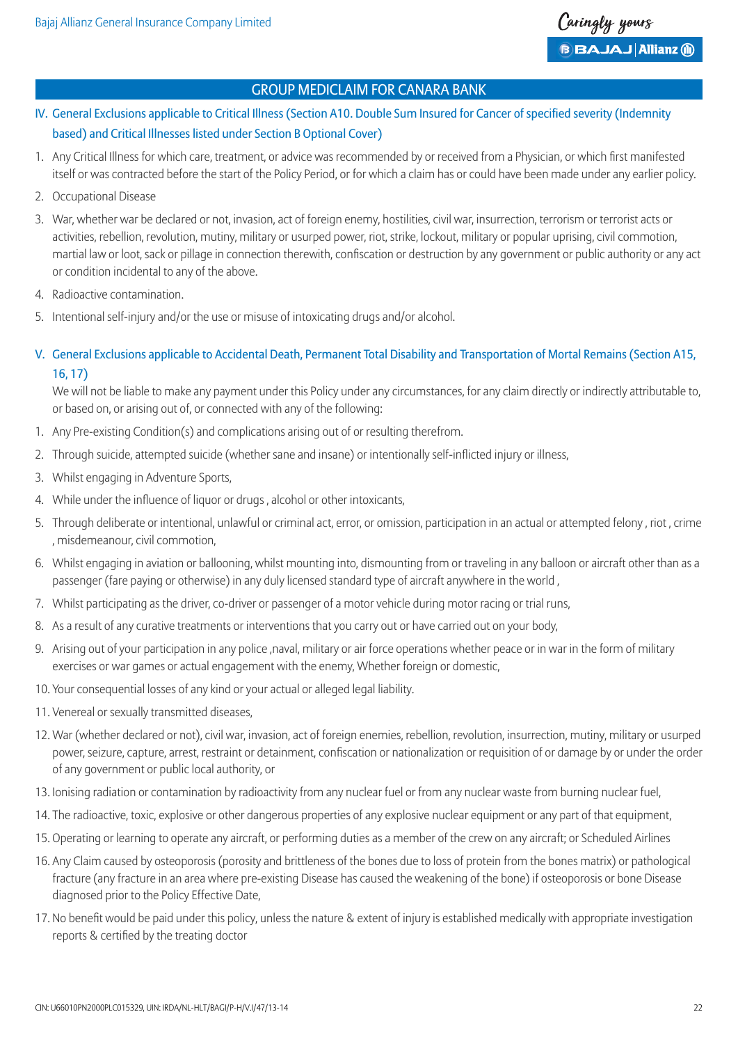## GROUP MEDICLAIM FOR CANARA BANK

### IV. General Exclusions applicable to Critical Illness (Section A10. Double Sum Insured for Cancer of specified severity (Indemnity based) and Critical Illnesses listed under Section B Optional Cover)

1. Any Critical Illness for which care, treatment, or advice was recommended by or received from a Physician, or which first manifested itself or was contracted before the start of the Policy Period, or for which a claim has or could have been made under any earlier policy.
2. Occupational Disease
3. War, whether war be declared or not, invasion, act of foreign enemy, hostilities, civil war, insurrection, terrorism or terrorist acts or activities, rebellion, revolution, mutiny, military or usurped power, riot, strike, lockout, military or popular uprising, civil commotion, martial law or loot, sack or pillage in connection therewith, confiscation or destruction by any government or public authority or any act or condition incidental to any of the above.
4. Radioactive contamination.
5. Intentional self-injury and/or the use or misuse of intoxicating drugs and/or alcohol.

### V. General Exclusions applicable to Accidental Death, Permanent Total Disability and Transportation of Mortal Remains (Section A15, 16, 17)

We will not be liable to make any payment under this Policy under any circumstances, for any claim directly or indirectly attributable to, or based on, or arising out of, or connected with any of the following:

1. Any Pre-existing Condition(s) and complications arising out of or resulting therefrom.
2. Through suicide, attempted suicide (whether sane and insane) or intentionally self-inflicted injury or illness,
3. Whilst engaging in Adventure Sports,
4. While under the influence of liquor or drugs , alcohol or other intoxicants,
5. Through deliberate or intentional, unlawful or criminal act, error, or omission, participation in an actual or attempted felony , riot , crime , misdemeanour, civil commotion,
6. Whilst engaging in aviation or ballooning, whilst mounting into, dismounting from or traveling in any balloon or aircraft other than as a passenger (fare paying or otherwise) in any duly licensed standard type of aircraft anywhere in the world ,
7. Whilst participating as the driver, co-driver or passenger of a motor vehicle during motor racing or trial runs,
8. As a result of any curative treatments or interventions that you carry out or have carried out on your body,
9. Arising out of your participation in any police ,naval, military or air force operations whether peace or in war in the form of military exercises or war games or actual engagement with the enemy, Whether foreign or domestic,
10. Your consequential losses of any kind or your actual or alleged legal liability.
11. Venereal or sexually transmitted diseases,
12. War (whether declared or not), civil war, invasion, act of foreign enemies, rebellion, revolution, insurrection, mutiny, military or usurped power, seizure, capture, arrest, restraint or detainment, confiscation or nationalization or requisition of or damage by or under the order of any government or public local authority, or
13. Ionising radiation or contamination by radioactivity from any nuclear fuel or from any nuclear waste from burning nuclear fuel,
14. The radioactive, toxic, explosive or other dangerous properties of any explosive nuclear equipment or any part of that equipment,
15. Operating or learning to operate any aircraft, or performing duties as a member of the crew on any aircraft; or Scheduled Airlines
16. Any Claim caused by osteoporosis (porosity and brittleness of the bones due to loss of protein from the bones matrix) or pathological fracture (any fracture in an area where pre-existing Disease has caused the weakening of the bone) if osteoporosis or bone Disease diagnosed prior to the Policy Effective Date,
17. No benefit would be paid under this policy, unless the nature & extent of injury is established medically with appropriate investigation reports & certified by the treating doctor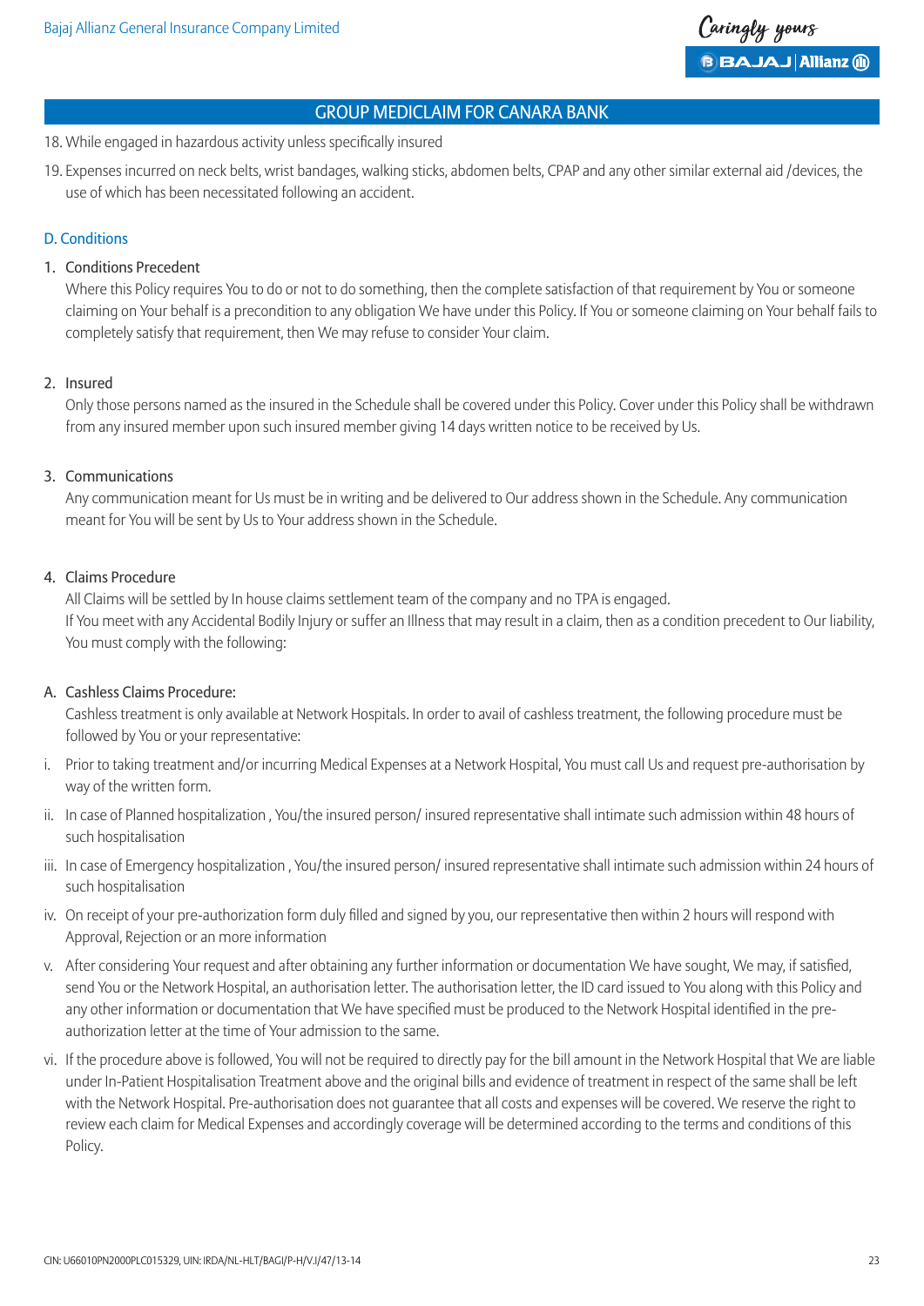## GROUP MEDICLAIM FOR CANARA BANK

18. While engaged in hazardous activity unless specifically insured
19. Expenses incurred on neck belts, wrist bandages, walking sticks, abdomen belts, CPAP and any other similar external aid /devices, the use of which has been necessitated following an accident.

### D. Conditions

1. Conditions Precedent

   Where this Policy requires You to do or not to do something, then the complete satisfaction of that requirement by You or someone claiming on Your behalf is a precondition to any obligation We have under this Policy. If You or someone claiming on Your behalf fails to completely satisfy that requirement, then We may refuse to consider Your claim.

2. Insured

   Only those persons named as the insured in the Schedule shall be covered under this Policy. Cover under this Policy shall be withdrawn from any insured member upon such insured member giving 14 days written notice to be received by Us.

3. Communications

   Any communication meant for Us must be in writing and be delivered to Our address shown in the Schedule. Any communication meant for You will be sent by Us to Your address shown in the Schedule.

4. Claims Procedure

   All Claims will be settled by In house claims settlement team of the company and no TPA is engaged.

   If You meet with any Accidental Bodily Injury or suffer an Illness that may result in a claim, then as a condition precedent to Our liability, You must comply with the following:

A. Cashless Claims Procedure:

   Cashless treatment is only available at Network Hospitals. In order to avail of cashless treatment, the following procedure must be followed by You or your representative:

i. Prior to taking treatment and/or incurring Medical Expenses at a Network Hospital, You must call Us and request pre-authorisation by way of the written form.

ii. In case of Planned hospitalization , You/the insured person/ insured representative shall intimate such admission within 48 hours of such hospitalisation

iii. In case of Emergency hospitalization , You/the insured person/ insured representative shall intimate such admission within 24 hours of such hospitalisation

iv. On receipt of your pre-authorization form duly filled and signed by you, our representative then within 2 hours will respond with Approval, Rejection or an more information

v. After considering Your request and after obtaining any further information or documentation We have sought, We may, if satisfied, send You or the Network Hospital, an authorisation letter. The authorisation letter, the ID card issued to You along with this Policy and any other information or documentation that We have specified must be produced to the Network Hospital identified in the pre-authorization letter at the time of Your admission to the same.

vi. If the procedure above is followed, You will not be required to directly pay for the bill amount in the Network Hospital that We are liable under In-Patient Hospitalisation Treatment above and the original bills and evidence of treatment in respect of the same shall be left with the Network Hospital. Pre-authorisation does not guarantee that all costs and expenses will be covered. We reserve the right to review each claim for Medical Expenses and accordingly coverage will be determined according to the terms and conditions of this Policy.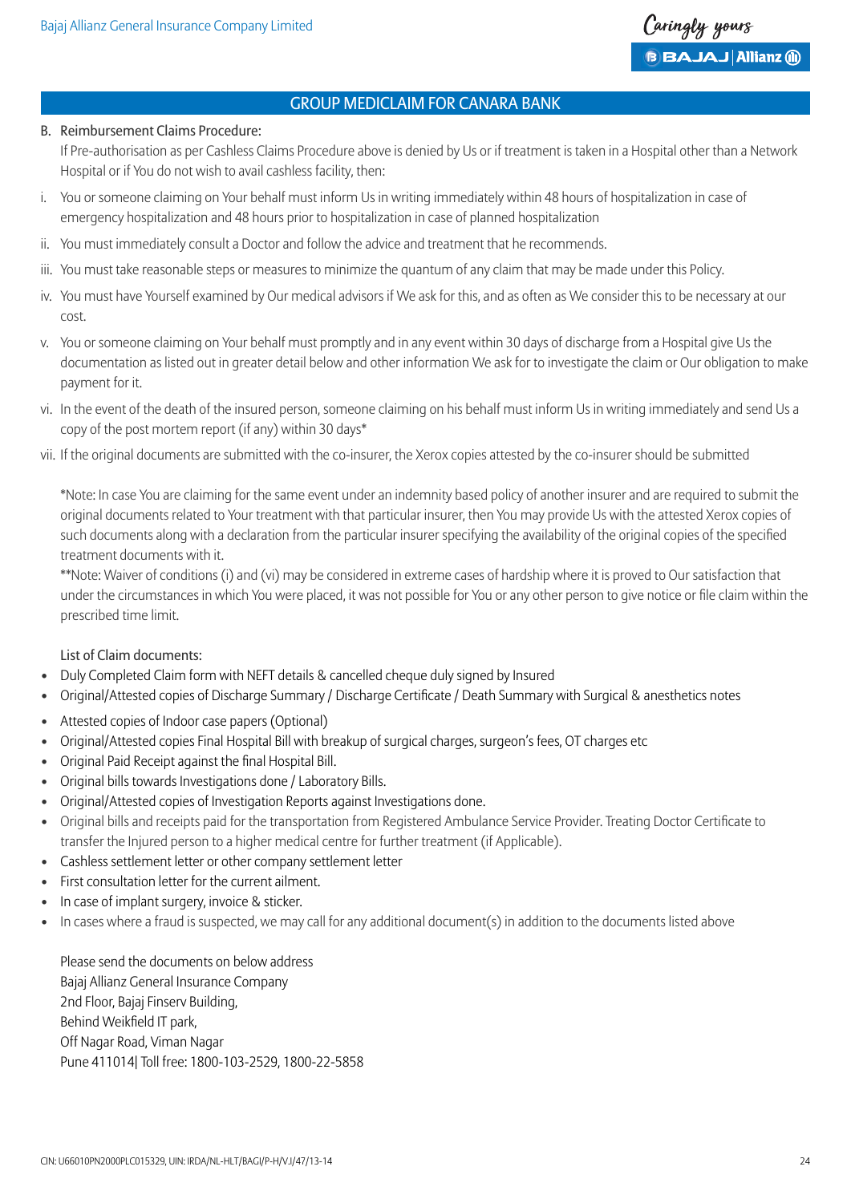## GROUP MEDICLAIM FOR CANARA BANK

B. Reimbursement Claims Procedure:

If Pre-authorisation as per Cashless Claims Procedure above is denied by Us or if treatment is taken in a Hospital other than a Network Hospital or if You do not wish to avail cashless facility, then:

i. You or someone claiming on Your behalf must inform Us in writing immediately within 48 hours of hospitalization in case of emergency hospitalization and 48 hours prior to hospitalization in case of planned hospitalization

ii. You must immediately consult a Doctor and follow the advice and treatment that he recommends.

iii. You must take reasonable steps or measures to minimize the quantum of any claim that may be made under this Policy.

iv. You must have Yourself examined by Our medical advisors if We ask for this, and as often as We consider this to be necessary at our cost.

v. You or someone claiming on Your behalf must promptly and in any event within 30 days of discharge from a Hospital give Us the documentation as listed out in greater detail below and other information We ask for to investigate the claim or Our obligation to make payment for it.

vi. In the event of the death of the insured person, someone claiming on his behalf must inform Us in writing immediately and send Us a copy of the post mortem report (if any) within 30 days*

vii. If the original documents are submitted with the co-insurer, the Xerox copies attested by the co-insurer should be submitted

*Note: In case You are claiming for the same event under an indemnity based policy of another insurer and are required to submit the original documents related to Your treatment with that particular insurer, then You may provide Us with the attested Xerox copies of such documents along with a declaration from the particular insurer specifying the availability of the original copies of the specified treatment documents with it.

**Note: Waiver of conditions (i) and (vi) may be considered in extreme cases of hardship where it is proved to Our satisfaction that under the circumstances in which You were placed, it was not possible for You or any other person to give notice or file claim within the prescribed time limit.

List of Claim documents:

- Duly Completed Claim form with NEFT details & cancelled cheque duly signed by Insured
- Original/Attested copies of Discharge Summary / Discharge Certificate / Death Summary with Surgical & anesthetics notes
- Attested copies of Indoor case papers (Optional)
- Original/Attested copies Final Hospital Bill with breakup of surgical charges, surgeon's fees, OT charges etc
- Original Paid Receipt against the final Hospital Bill.
- Original bills towards Investigations done / Laboratory Bills.
- Original/Attested copies of Investigation Reports against Investigations done.
- Original bills and receipts paid for the transportation from Registered Ambulance Service Provider. Treating Doctor Certificate to transfer the Injured person to a higher medical centre for further treatment (if Applicable).
- Cashless settlement letter or other company settlement letter
- First consultation letter for the current ailment.
- In case of implant surgery, invoice & sticker.
- In cases where a fraud is suspected, we may call for any additional document(s) in addition to the documents listed above

Please send the documents on below address
Bajaj Allianz General Insurance Company
2nd Floor, Bajaj Finserv Building,
Behind Weikfield IT park,
Off Nagar Road, Viman Nagar
Pune 411014| Toll free: 1800-103-2529, 1800-22-5858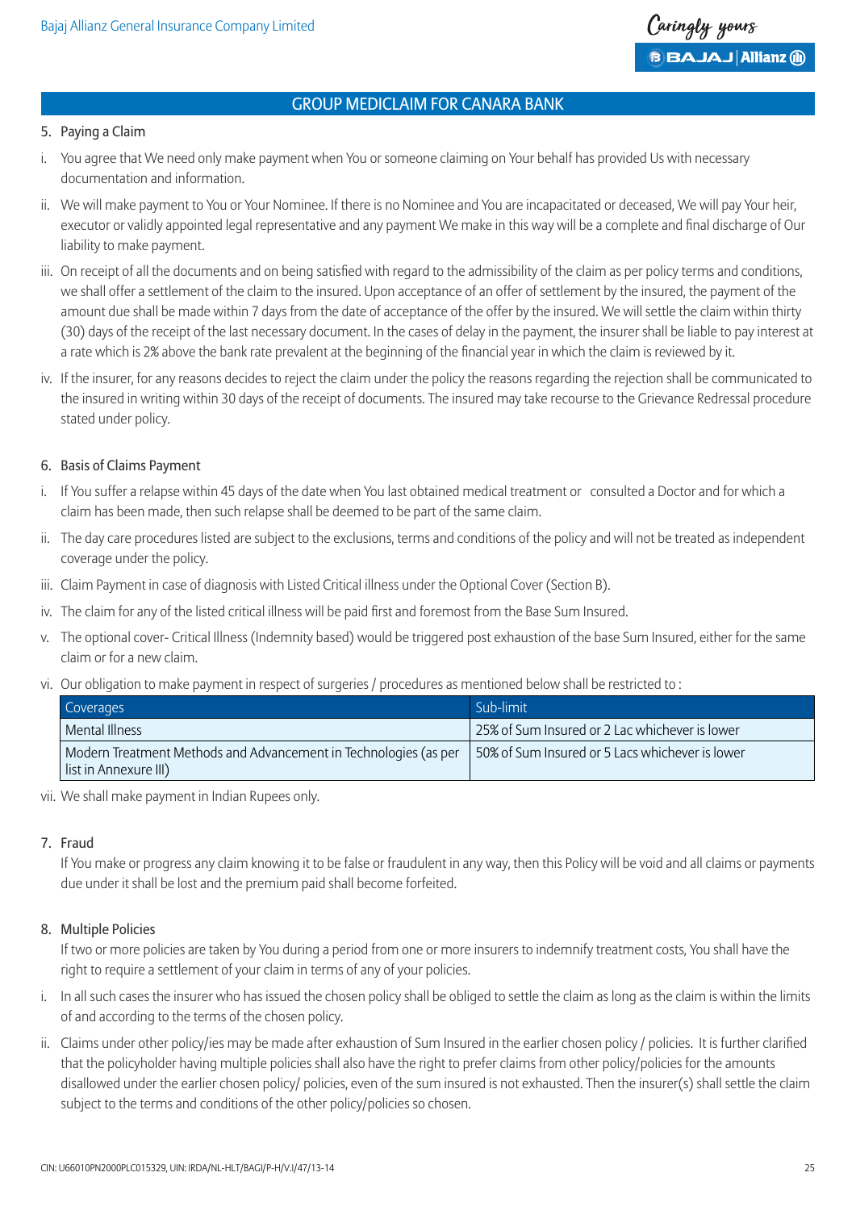## GROUP MEDICLAIM FOR CANARA BANK

### 5. Paying a Claim

i. You agree that We need only make payment when You or someone claiming on Your behalf has provided Us with necessary documentation and information.

ii. We will make payment to You or Your Nominee. If there is no Nominee and You are incapacitated or deceased, We will pay Your heir, executor or validly appointed legal representative and any payment We make in this way will be a complete and final discharge of Our liability to make payment.

iii. On receipt of all the documents and on being satisfied with regard to the admissibility of the claim as per policy terms and conditions, we shall offer a settlement of the claim to the insured. Upon acceptance of an offer of settlement by the insured, the payment of the amount due shall be made within 7 days from the date of acceptance of the offer by the insured. We will settle the claim within thirty (30) days of the receipt of the last necessary document. In the cases of delay in the payment, the insurer shall be liable to pay interest at a rate which is 2% above the bank rate prevalent at the beginning of the financial year in which the claim is reviewed by it.

iv. If the insurer, for any reasons decides to reject the claim under the policy the reasons regarding the rejection shall be communicated to the insured in writing within 30 days of the receipt of documents. The insured may take recourse to the Grievance Redressal procedure stated under policy.

### 6. Basis of Claims Payment

i. If You suffer a relapse within 45 days of the date when You last obtained medical treatment or consulted a Doctor and for which a claim has been made, then such relapse shall be deemed to be part of the same claim.

ii. The day care procedures listed are subject to the exclusions, terms and conditions of the policy and will not be treated as independent coverage under the policy.

iii. Claim Payment in case of diagnosis with Listed Critical illness under the Optional Cover (Section B).

iv. The claim for any of the listed critical illness will be paid first and foremost from the Base Sum Insured.

v. The optional cover- Critical Illness (Indemnity based) would be triggered post exhaustion of the base Sum Insured, either for the same claim or for a new claim.

vi. Our obligation to make payment in respect of surgeries / procedures as mentioned below shall be restricted to :

| Coverages | Sub-limit |
|---|---|
| Mental Illness | 25% of Sum Insured or 2 Lac whichever is lower |
| Modern Treatment Methods and Advancement in Technologies (as per list in Annexure III) | 50% of Sum Insured or 5 Lacs whichever is lower |

vii. We shall make payment in Indian Rupees only.

### 7. Fraud

If You make or progress any claim knowing it to be false or fraudulent in any way, then this Policy will be void and all claims or payments due under it shall be lost and the premium paid shall become forfeited.

### 8. Multiple Policies

If two or more policies are taken by You during a period from one or more insurers to indemnify treatment costs, You shall have the right to require a settlement of your claim in terms of any of your policies.

i. In all such cases the insurer who has issued the chosen policy shall be obliged to settle the claim as long as the claim is within the limits of and according to the terms of the chosen policy.

ii. Claims under other policy/ies may be made after exhaustion of Sum Insured in the earlier chosen policy / policies. It is further clarified that the policyholder having multiple policies shall also have the right to prefer claims from other policy/policies for the amounts disallowed under the earlier chosen policy/ policies, even of the sum insured is not exhausted. Then the insurer(s) shall settle the claim subject to the terms and conditions of the other policy/policies so chosen.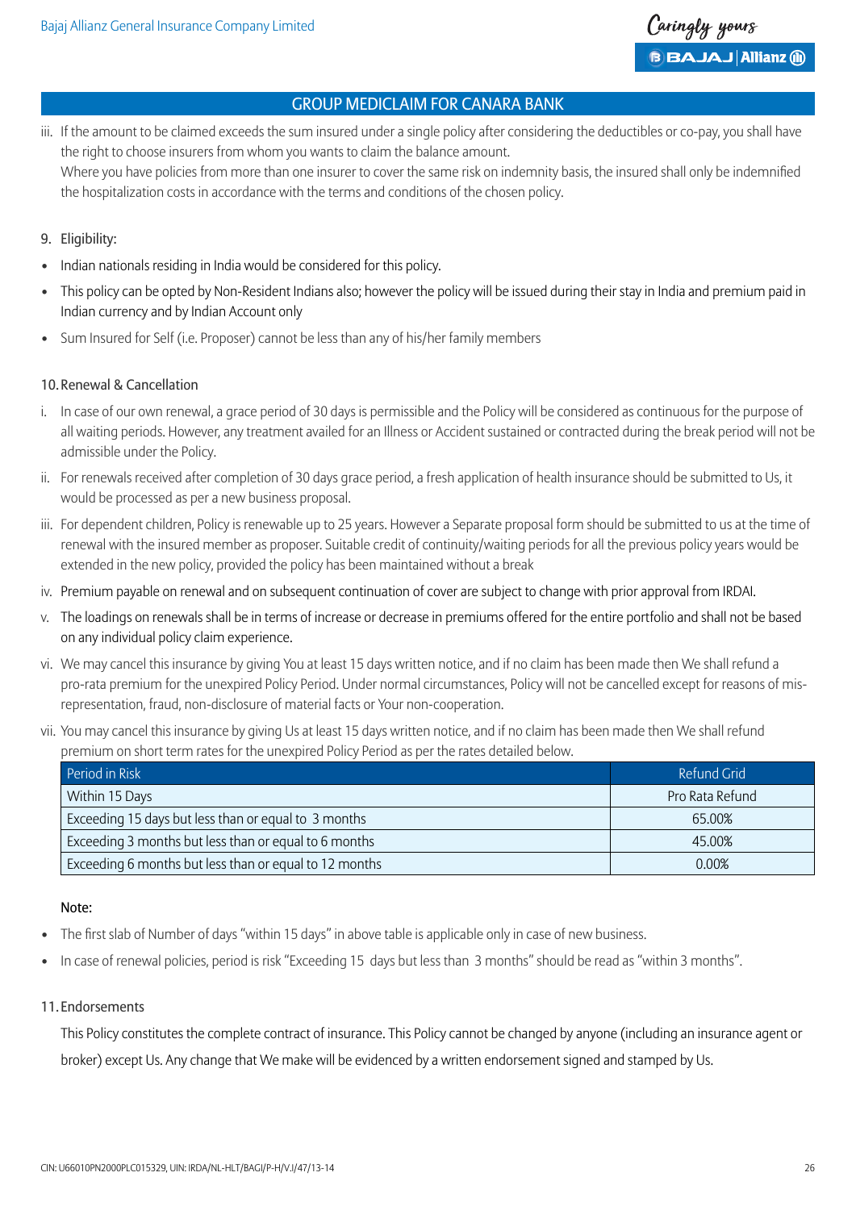## GROUP MEDICLAIM FOR CANARA BANK

iii. If the amount to be claimed exceeds the sum insured under a single policy after considering the deductibles or co-pay, you shall have the right to choose insurers from whom you wants to claim the balance amount.
Where you have policies from more than one insurer to cover the same risk on indemnity basis, the insured shall only be indemnified the hospitalization costs in accordance with the terms and conditions of the chosen policy.

9. Eligibility:

- Indian nationals residing in India would be considered for this policy.
- This policy can be opted by Non-Resident Indians also; however the policy will be issued during their stay in India and premium paid in Indian currency and by Indian Account only
- Sum Insured for Self (i.e. Proposer) cannot be less than any of his/her family members

10. Renewal & Cancellation

i. In case of our own renewal, a grace period of 30 days is permissible and the Policy will be considered as continuous for the purpose of all waiting periods. However, any treatment availed for an Illness or Accident sustained or contracted during the break period will not be admissible under the Policy.

ii. For renewals received after completion of 30 days grace period, a fresh application of health insurance should be submitted to Us, it would be processed as per a new business proposal.

iii. For dependent children, Policy is renewable up to 25 years. However a Separate proposal form should be submitted to us at the time of renewal with the insured member as proposer. Suitable credit of continuity/waiting periods for all the previous policy years would be extended in the new policy, provided the policy has been maintained without a break

iv. Premium payable on renewal and on subsequent continuation of cover are subject to change with prior approval from IRDAI.

v. The loadings on renewals shall be in terms of increase or decrease in premiums offered for the entire portfolio and shall not be based on any individual policy claim experience.

vi. We may cancel this insurance by giving You at least 15 days written notice, and if no claim has been made then We shall refund a pro-rata premium for the unexpired Policy Period. Under normal circumstances, Policy will not be cancelled except for reasons of mis-representation, fraud, non-disclosure of material facts or Your non-cooperation.

vii. You may cancel this insurance by giving Us at least 15 days written notice, and if no claim has been made then We shall refund premium on short term rates for the unexpired Policy Period as per the rates detailed below.

| Period in Risk | Refund Grid |
|---|---|
| Within 15 Days | Pro Rata Refund |
| Exceeding 15 days but less than or equal to 3 months | 65.00% |
| Exceeding 3 months but less than or equal to 6 months | 45.00% |
| Exceeding 6 months but less than or equal to 12 months | 0.00% |

Note:

- The first slab of Number of days "within 15 days" in above table is applicable only in case of new business.
- In case of renewal policies, period is risk "Exceeding 15 days but less than 3 months" should be read as "within 3 months".

11. Endorsements

This Policy constitutes the complete contract of insurance. This Policy cannot be changed by anyone (including an insurance agent or broker) except Us. Any change that We make will be evidenced by a written endorsement signed and stamped by Us.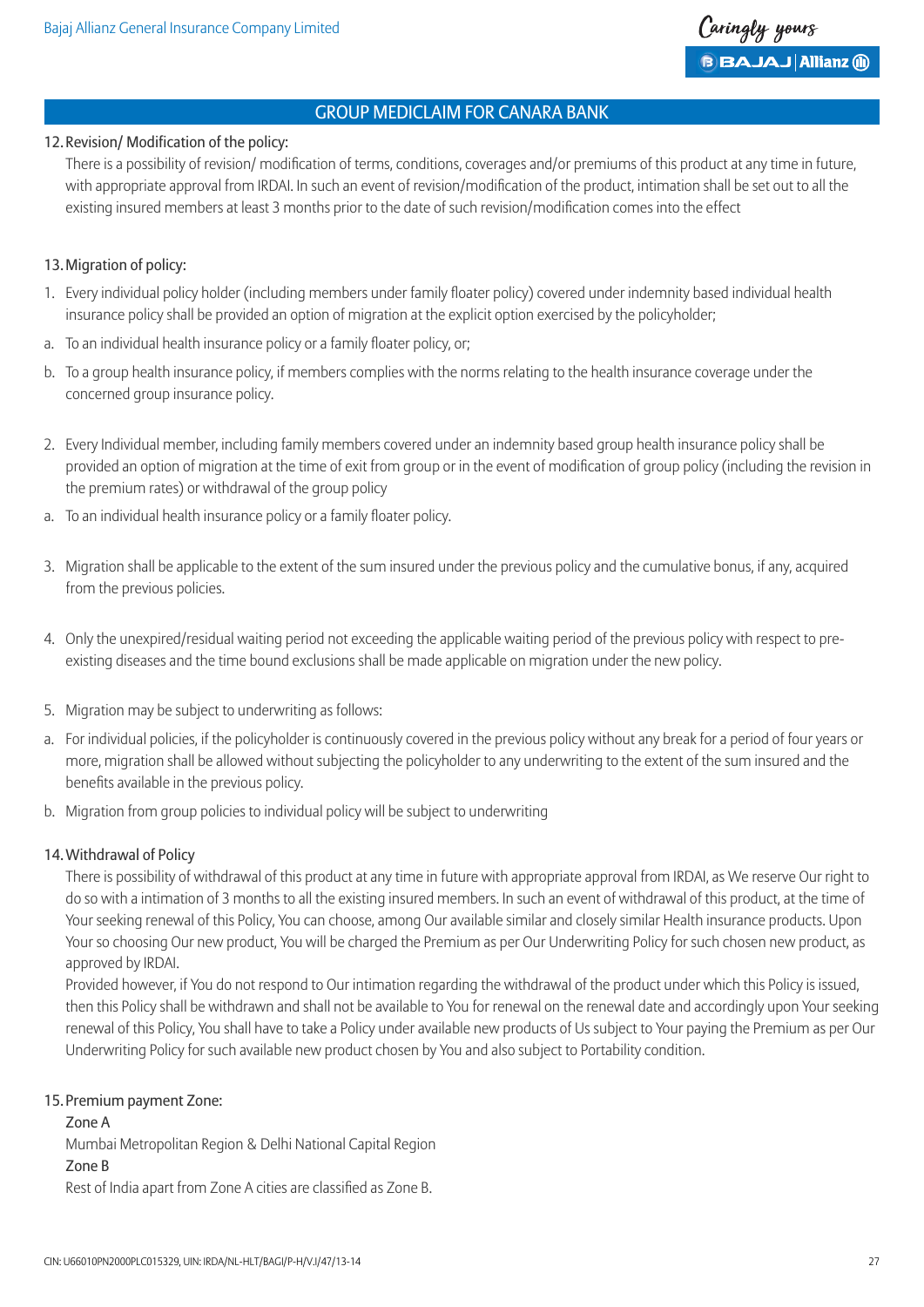## GROUP MEDICLAIM FOR CANARA BANK

### 12. Revision/ Modification of the policy:

There is a possibility of revision/ modification of terms, conditions, coverages and/or premiums of this product at any time in future, with appropriate approval from IRDAI. In such an event of revision/modification of the product, intimation shall be set out to all the existing insured members at least 3 months prior to the date of such revision/modification comes into the effect

### 13. Migration of policy:

1. Every individual policy holder (including members under family floater policy) covered under indemnity based individual health insurance policy shall be provided an option of migration at the explicit option exercised by the policyholder;

a. To an individual health insurance policy or a family floater policy, or;

b. To a group health insurance policy, if members complies with the norms relating to the health insurance coverage under the concerned group insurance policy.

2. Every Individual member, including family members covered under an indemnity based group health insurance policy shall be provided an option of migration at the time of exit from group or in the event of modification of group policy (including the revision in the premium rates) or withdrawal of the group policy

a. To an individual health insurance policy or a family floater policy.

3. Migration shall be applicable to the extent of the sum insured under the previous policy and the cumulative bonus, if any, acquired from the previous policies.

4. Only the unexpired/residual waiting period not exceeding the applicable waiting period of the previous policy with respect to pre-existing diseases and the time bound exclusions shall be made applicable on migration under the new policy.

5. Migration may be subject to underwriting as follows:

a. For individual policies, if the policyholder is continuously covered in the previous policy without any break for a period of four years or more, migration shall be allowed without subjecting the policyholder to any underwriting to the extent of the sum insured and the benefits available in the previous policy.

b. Migration from group policies to individual policy will be subject to underwriting

### 14. Withdrawal of Policy

There is possibility of withdrawal of this product at any time in future with appropriate approval from IRDAI, as We reserve Our right to do so with a intimation of 3 months to all the existing insured members. In such an event of withdrawal of this product, at the time of Your seeking renewal of this Policy, You can choose, among Our available similar and closely similar Health insurance products. Upon Your so choosing Our new product, You will be charged the Premium as per Our Underwriting Policy for such chosen new product, as approved by IRDAI.

Provided however, if You do not respond to Our intimation regarding the withdrawal of the product under which this Policy is issued, then this Policy shall be withdrawn and shall not be available to You for renewal on the renewal date and accordingly upon Your seeking renewal of this Policy, You shall have to take a Policy under available new products of Us subject to Your paying the Premium as per Our Underwriting Policy for such available new product chosen by You and also subject to Portability condition.

### 15. Premium payment Zone:

Zone A

Mumbai Metropolitan Region & Delhi National Capital Region

Zone B

Rest of India apart from Zone A cities are classified as Zone B.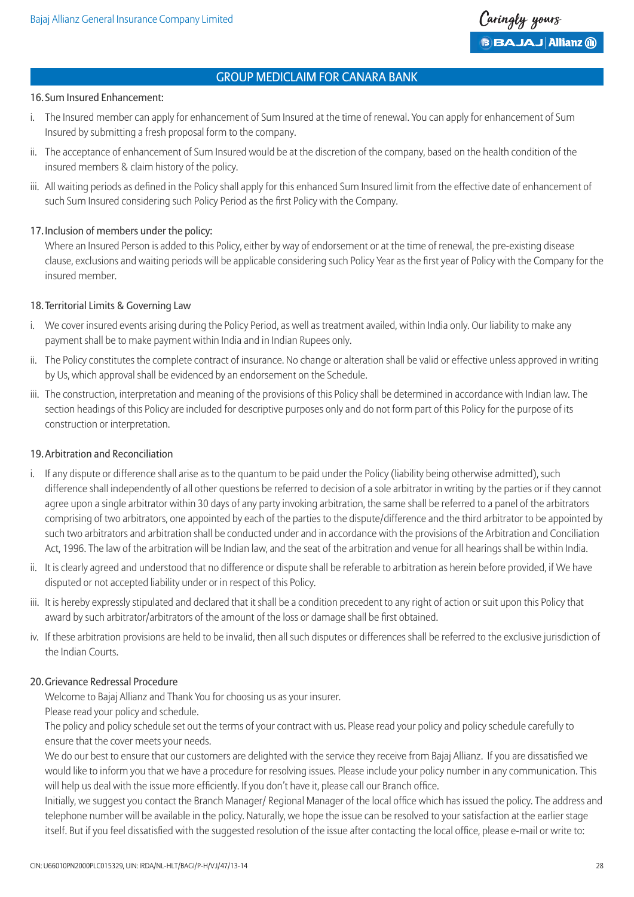## GROUP MEDICLAIM FOR CANARA BANK

### 16. Sum Insured Enhancement:

i. The Insured member can apply for enhancement of Sum Insured at the time of renewal. You can apply for enhancement of Sum Insured by submitting a fresh proposal form to the company.

ii. The acceptance of enhancement of Sum Insured would be at the discretion of the company, based on the health condition of the insured members & claim history of the policy.

iii. All waiting periods as defined in the Policy shall apply for this enhanced Sum Insured limit from the effective date of enhancement of such Sum Insured considering such Policy Period as the first Policy with the Company.

### 17. Inclusion of members under the policy:

Where an Insured Person is added to this Policy, either by way of endorsement or at the time of renewal, the pre-existing disease clause, exclusions and waiting periods will be applicable considering such Policy Year as the first year of Policy with the Company for the insured member.

### 18. Territorial Limits & Governing Law

i. We cover insured events arising during the Policy Period, as well as treatment availed, within India only. Our liability to make any payment shall be to make payment within India and in Indian Rupees only.

ii. The Policy constitutes the complete contract of insurance. No change or alteration shall be valid or effective unless approved in writing by Us, which approval shall be evidenced by an endorsement on the Schedule.

iii. The construction, interpretation and meaning of the provisions of this Policy shall be determined in accordance with Indian law. The section headings of this Policy are included for descriptive purposes only and do not form part of this Policy for the purpose of its construction or interpretation.

### 19. Arbitration and Reconciliation

i. If any dispute or difference shall arise as to the quantum to be paid under the Policy (liability being otherwise admitted), such difference shall independently of all other questions be referred to decision of a sole arbitrator in writing by the parties or if they cannot agree upon a single arbitrator within 30 days of any party invoking arbitration, the same shall be referred to a panel of the arbitrators comprising of two arbitrators, one appointed by each of the parties to the dispute/difference and the third arbitrator to be appointed by such two arbitrators and arbitration shall be conducted under and in accordance with the provisions of the Arbitration and Conciliation Act, 1996. The law of the arbitration will be Indian law, and the seat of the arbitration and venue for all hearings shall be within India.

ii. It is clearly agreed and understood that no difference or dispute shall be referable to arbitration as herein before provided, if We have disputed or not accepted liability under or in respect of this Policy.

iii. It is hereby expressly stipulated and declared that it shall be a condition precedent to any right of action or suit upon this Policy that award by such arbitrator/arbitrators of the amount of the loss or damage shall be first obtained.

iv. If these arbitration provisions are held to be invalid, then all such disputes or differences shall be referred to the exclusive jurisdiction of the Indian Courts.

### 20. Grievance Redressal Procedure

Welcome to Bajaj Allianz and Thank You for choosing us as your insurer.

Please read your policy and schedule.

The policy and policy schedule set out the terms of your contract with us. Please read your policy and policy schedule carefully to ensure that the cover meets your needs.

We do our best to ensure that our customers are delighted with the service they receive from Bajaj Allianz. If you are dissatisfied we would like to inform you that we have a procedure for resolving issues. Please include your policy number in any communication. This will help us deal with the issue more efficiently. If you don't have it, please call our Branch office.

Initially, we suggest you contact the Branch Manager/ Regional Manager of the local office which has issued the policy. The address and telephone number will be available in the policy. Naturally, we hope the issue can be resolved to your satisfaction at the earlier stage itself. But if you feel dissatisfied with the suggested resolution of the issue after contacting the local office, please e-mail or write to: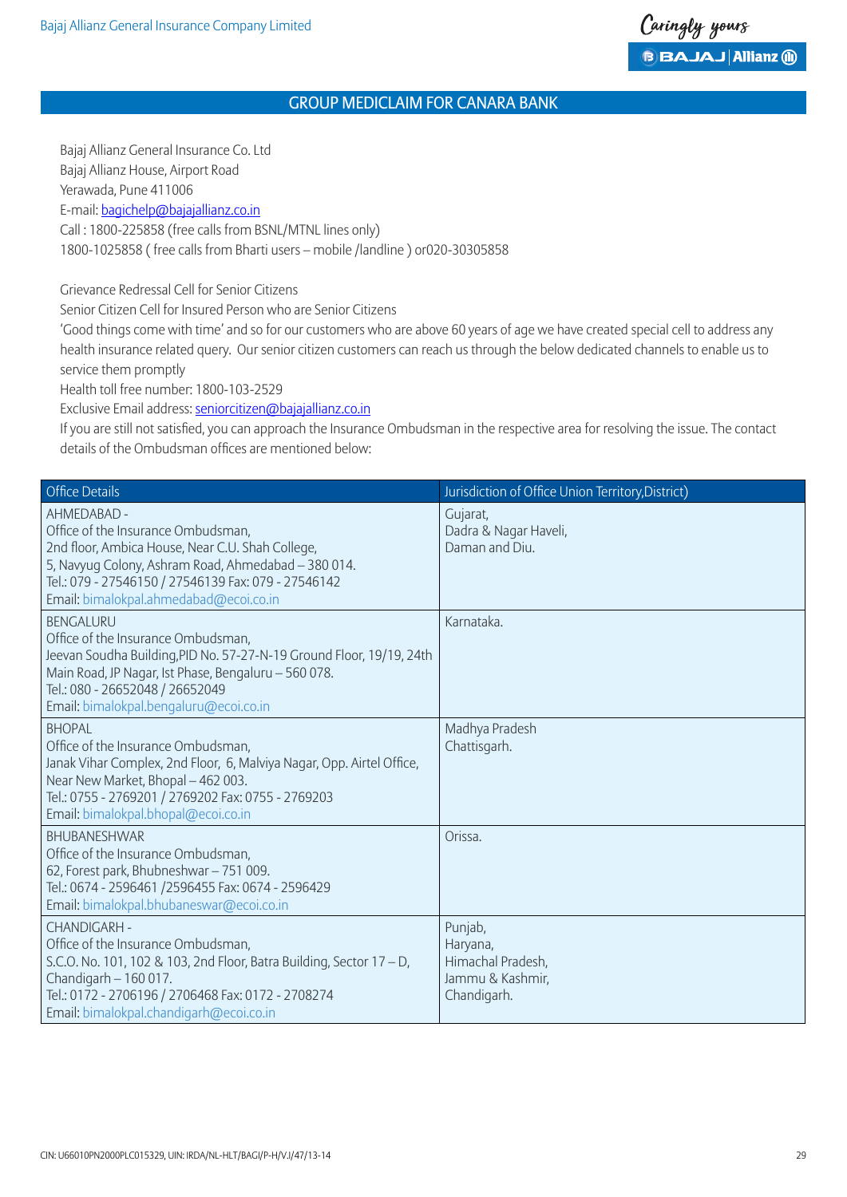## GROUP MEDICLAIM FOR CANARA BANK

Bajaj Allianz General Insurance Co. Ltd
Bajaj Allianz House, Airport Road
Yerawada, Pune 411006
E-mail: bagichelp@bajajallianz.co.in
Call : 1800-225858 (free calls from BSNL/MTNL lines only)
1800-1025858 ( free calls from Bharti users – mobile /landline ) or020-30305858

Grievance Redressal Cell for Senior Citizens
Senior Citizen Cell for Insured Person who are Senior Citizens
'Good things come with time' and so for our customers who are above 60 years of age we have created special cell to address any health insurance related query. Our senior citizen customers can reach us through the below dedicated channels to enable us to service them promptly
Health toll free number: 1800-103-2529
Exclusive Email address: seniorcitizen@bajajallianz.co.in
If you are still not satisfied, you can approach the Insurance Ombudsman in the respective area for resolving the issue. The contact details of the Ombudsman offices are mentioned below:

| Office Details | Jurisdiction of Office Union Territory,District) |
|---|---|
| AHMEDABAD - <br>Office of the Insurance Ombudsman, <br>2nd floor, Ambica House, Near C.U. Shah College, <br>5, Navyug Colony, Ashram Road, Ahmedabad – 380 014. <br>Tel.: 079 - 27546150 / 27546139 Fax: 079 - 27546142 <br>Email: bimalokpal.ahmedabad@ecoi.co.in | Gujarat, <br>Dadra & Nagar Haveli, <br>Daman and Diu. |
| BENGALURU <br>Office of the Insurance Ombudsman, <br>Jeevan Soudha Building,PID No. 57-27-N-19 Ground Floor, 19/19, 24th Main Road, JP Nagar, Ist Phase, Bengaluru – 560 078. <br>Tel.: 080 - 26652048 / 26652049 <br>Email: bimalokpal.bengaluru@ecoi.co.in | Karnataka. |
| BHOPAL <br>Office of the Insurance Ombudsman, <br>Janak Vihar Complex, 2nd Floor, 6, Malviya Nagar, Opp. Airtel Office, Near New Market, Bhopal – 462 003. <br>Tel.: 0755 - 2769201 / 2769202 Fax: 0755 - 2769203 <br>Email: bimalokpal.bhopal@ecoi.co.in | Madhya Pradesh <br>Chattisgarh. |
| BHUBANESHWAR <br>Office of the Insurance Ombudsman, <br>62, Forest park, Bhubneshwar – 751 009. <br>Tel.: 0674 - 2596461 /2596455 Fax: 0674 - 2596429 <br>Email: bimalokpal.bhubaneswar@ecoi.co.in | Orissa. |
| CHANDIGARH - <br>Office of the Insurance Ombudsman, <br>S.C.O. No. 101, 102 & 103, 2nd Floor, Batra Building, Sector 17 – D, Chandigarh – 160 017. <br>Tel.: 0172 - 2706196 / 2706468 Fax: 0172 - 2708274 <br>Email: bimalokpal.chandigarh@ecoi.co.in | Punjab, <br>Haryana, <br>Himachal Pradesh, <br>Jammu & Kashmir, <br>Chandigarh. |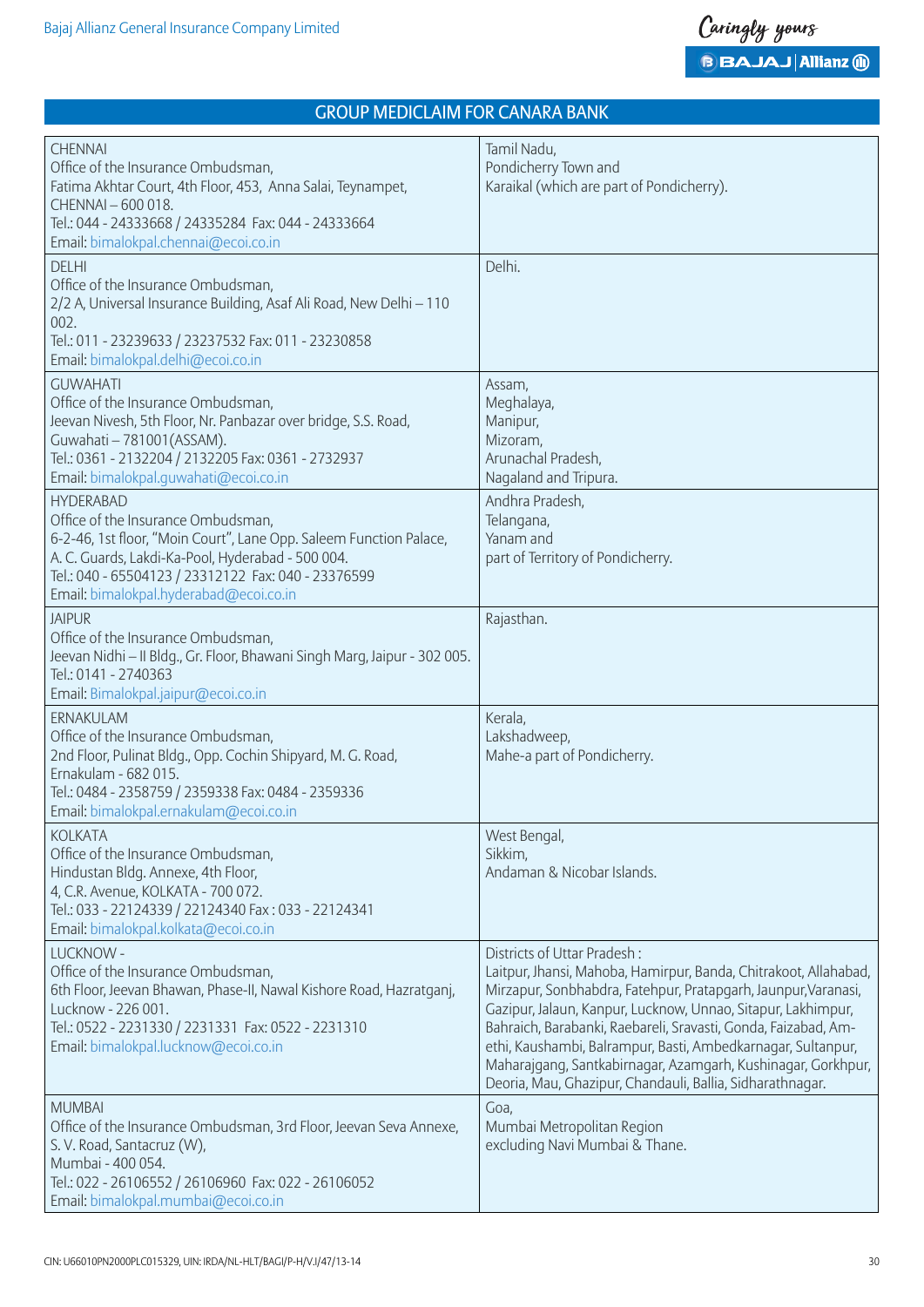## GROUP MEDICLAIM FOR CANARA BANK

| Office | Jurisdiction |
|---|---|
| CHENNAI<br>Office of the Insurance Ombudsman,<br>Fatima Akhtar Court, 4th Floor, 453, Anna Salai, Teynampet,<br>CHENNAI – 600 018.<br>Tel.: 044 - 24333668 / 24335284 Fax: 044 - 24333664<br>Email: bimalokpal.chennai@ecoi.co.in | Tamil Nadu,<br>Pondicherry Town and<br>Karaikal (which are part of Pondicherry). |
| DELHI<br>Office of the Insurance Ombudsman,<br>2/2 A, Universal Insurance Building, Asaf Ali Road, New Delhi – 110 002.<br>Tel.: 011 - 23239633 / 23237532 Fax: 011 - 23230858<br>Email: bimalokpal.delhi@ecoi.co.in | Delhi. |
| GUWAHATI<br>Office of the Insurance Ombudsman,<br>Jeevan Nivesh, 5th Floor, Nr. Panbazar over bridge, S.S. Road,<br>Guwahati – 781001(ASSAM).<br>Tel.: 0361 - 2132204 / 2132205 Fax: 0361 - 2732937<br>Email: bimalokpal.guwahati@ecoi.co.in | Assam,<br>Meghalaya,<br>Manipur,<br>Mizoram,<br>Arunachal Pradesh,<br>Nagaland and Tripura. |
| HYDERABAD<br>Office of the Insurance Ombudsman,<br>6-2-46, 1st floor, "Moin Court", Lane Opp. Saleem Function Palace,<br>A. C. Guards, Lakdi-Ka-Pool, Hyderabad - 500 004.<br>Tel.: 040 - 65504123 / 23312122 Fax: 040 - 23376599<br>Email: bimalokpal.hyderabad@ecoi.co.in | Andhra Pradesh,<br>Telangana,<br>Yanam and<br>part of Territory of Pondicherry. |
| JAIPUR<br>Office of the Insurance Ombudsman,<br>Jeevan Nidhi – II Bldg., Gr. Floor, Bhawani Singh Marg, Jaipur - 302 005.<br>Tel.: 0141 - 2740363<br>Email: Bimalokpal.jaipur@ecoi.co.in | Rajasthan. |
| ERNAKULAM<br>Office of the Insurance Ombudsman,<br>2nd Floor, Pulinat Bldg., Opp. Cochin Shipyard, M. G. Road,<br>Ernakulam - 682 015.<br>Tel.: 0484 - 2358759 / 2359338 Fax: 0484 - 2359336<br>Email: bimalokpal.ernakulam@ecoi.co.in | Kerala,<br>Lakshadweep,<br>Mahe-a part of Pondicherry. |
| KOLKATA<br>Office of the Insurance Ombudsman,<br>Hindustan Bldg. Annexe, 4th Floor,<br>4, C.R. Avenue, KOLKATA - 700 072.<br>Tel.: 033 - 22124339 / 22124340 Fax : 033 - 22124341<br>Email: bimalokpal.kolkata@ecoi.co.in | West Bengal,<br>Sikkim,<br>Andaman & Nicobar Islands. |
| LUCKNOW -<br>Office of the Insurance Ombudsman,<br>6th Floor, Jeevan Bhawan, Phase-II, Nawal Kishore Road, Hazratganj,<br>Lucknow - 226 001.<br>Tel.: 0522 - 2231330 / 2231331 Fax: 0522 - 2231310<br>Email: bimalokpal.lucknow@ecoi.co.in | Districts of Uttar Pradesh :<br>Laitpur, Jhansi, Mahoba, Hamirpur, Banda, Chitrakoot, Allahabad, Mirzapur, Sonbhabdra, Fatehpur, Pratapgarh, Jaunpur,Varanasi, Gazipur, Jalaun, Kanpur, Lucknow, Unnao, Sitapur, Lakhimpur, Bahraich, Barabanki, Raebareli, Sravasti, Gonda, Faizabad, Amethi, Kaushambi, Balrampur, Basti, Ambedkarnagar, Sultanpur, Maharajgang, Santkabirnagar, Azamgarh, Kushinagar, Gorkhpur, Deoria, Mau, Ghazipur, Chandauli, Ballia, Sidharathnagar. |
| MUMBAI<br>Office of the Insurance Ombudsman, 3rd Floor, Jeevan Seva Annexe,<br>S. V. Road, Santacruz (W),<br>Mumbai - 400 054.<br>Tel.: 022 - 26106552 / 26106960 Fax: 022 - 26106052<br>Email: bimalokpal.mumbai@ecoi.co.in | Goa,<br>Mumbai Metropolitan Region<br>excluding Navi Mumbai & Thane. |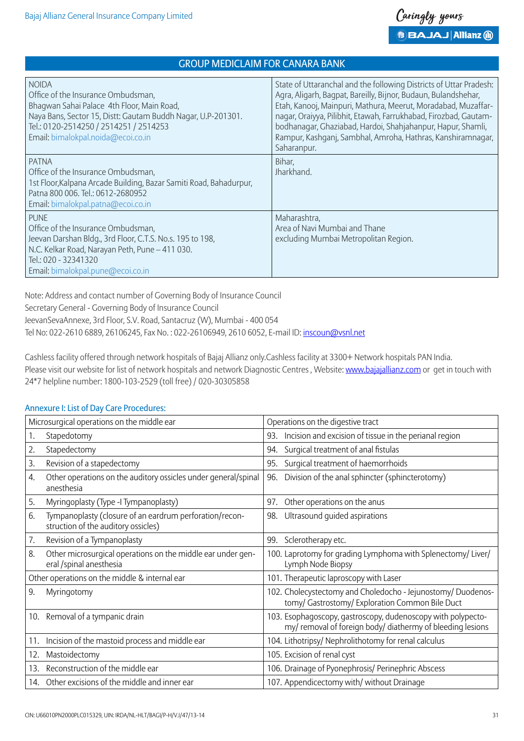## GROUP MEDICLAIM FOR CANARA BANK

| | |
|---|---|
| NOIDA<br>Office of the Insurance Ombudsman,<br>Bhagwan Sahai Palace 4th Floor, Main Road,<br>Naya Bans, Sector 15, Distt: Gautam Buddh Nagar, U.P-201301.<br>Tel.: 0120-2514250 / 2514251 / 2514253<br>Email: bimalokpal.noida@ecoi.co.in | State of Uttaranchal and the following Districts of Uttar Pradesh: Agra, Aligarh, Bagpat, Bareilly, Bijnor, Budaun, Bulandshehar, Etah, Kanooj, Mainpuri, Mathura, Meerut, Moradabad, Muzaffarnagar, Oraiyya, Pilibhit, Etawah, Farrukhabad, Firozbad, Gautambodhanagar, Ghaziabad, Hardoi, Shahjahanpur, Hapur, Shamli, Rampur, Kashganj, Sambhal, Amroha, Hathras, Kanshiramnagar, Saharanpur. |
| PATNA<br>Office of the Insurance Ombudsman,<br>1st Floor,Kalpana Arcade Building, Bazar Samiti Road, Bahadurpur, Patna 800 006. Tel.: 0612-2680952<br>Email: bimalokpal.patna@ecoi.co.in | Bihar,<br>Jharkhand. |
| PUNE<br>Office of the Insurance Ombudsman,<br>Jeevan Darshan Bldg., 3rd Floor, C.T.S. No.s. 195 to 198,<br>N.C. Kelkar Road, Narayan Peth, Pune – 411 030.<br>Tel.: 020 - 32341320<br>Email: bimalokpal.pune@ecoi.co.in | Maharashtra,<br>Area of Navi Mumbai and Thane<br>excluding Mumbai Metropolitan Region. |

Note: Address and contact number of Governing Body of Insurance Council
Secretary General - Governing Body of Insurance Council
JeevanSevaAnnexe, 3rd Floor, S.V. Road, Santacruz (W), Mumbai - 400 054
Tel No: 022-2610 6889, 26106245, Fax No. : 022-26106949, 2610 6052, E-mail ID: inscoun@vsnl.net

Cashless facility offered through network hospitals of Bajaj Allianz only.Cashless facility at 3300+ Network hospitals PAN India.
Please visit our website for list of network hospitals and network Diagnostic Centres , Website: www.bajajallianz.com or get in touch with 24*7 helpline number: 1800-103-2529 (toll free) / 020-30305858

### Annexure I: List of Day Care Procedures:

| Microsurgical operations on the middle ear | Operations on the digestive tract |
|---|---|
| 1. Stapedotomy | 93. Incision and excision of tissue in the perianal region |
| 2. Stapedectomy | 94. Surgical treatment of anal fistulas |
| 3. Revision of a stapedectomy | 95. Surgical treatment of haemorrhoids |
| 4. Other operations on the auditory ossicles under general/spinal anesthesia | 96. Division of the anal sphincter (sphincterotomy) |
| 5. Myringoplasty (Type -I Tympanoplasty) | 97. Other operations on the anus |
| 6. Tympanoplasty (closure of an eardrum perforation/reconstruction of the auditory ossicles) | 98. Ultrasound guided aspirations |
| 7. Revision of a Tympanoplasty | 99. Sclerotherapy etc. |
| 8. Other microsurgical operations on the middle ear under general /spinal anesthesia | 100. Laprotomy for grading Lymphoma with Splenectomy/ Liver/ Lymph Node Biopsy |
| Other operations on the middle & internal ear | 101. Therapeutic laproscopy with Laser |
| 9. Myringotomy | 102. Cholecystectomy and Choledocho - Jejunostomy/ Duodenostomy/ Gastrostomy/ Exploration Common Bile Duct |
| 10. Removal of a tympanic drain | 103. Esophagoscopy, gastroscopy, dudenoscopy with polypectomy/ removal of foreign body/ diathermy of bleeding lesions |
| 11. Incision of the mastoid process and middle ear | 104. Lithotripsy/ Nephrolithotomy for renal calculus |
| 12. Mastoidectomy | 105. Excision of renal cyst |
| 13. Reconstruction of the middle ear | 106. Drainage of Pyonephrosis/ Perinephric Abscess |
| 14. Other excisions of the middle and inner ear | 107. Appendicectomy with/ without Drainage |

CIN: U66010PN2000PLC015329, UIN: IRDA/NL-HLT/BAGI/P-H/V.I/47/13-14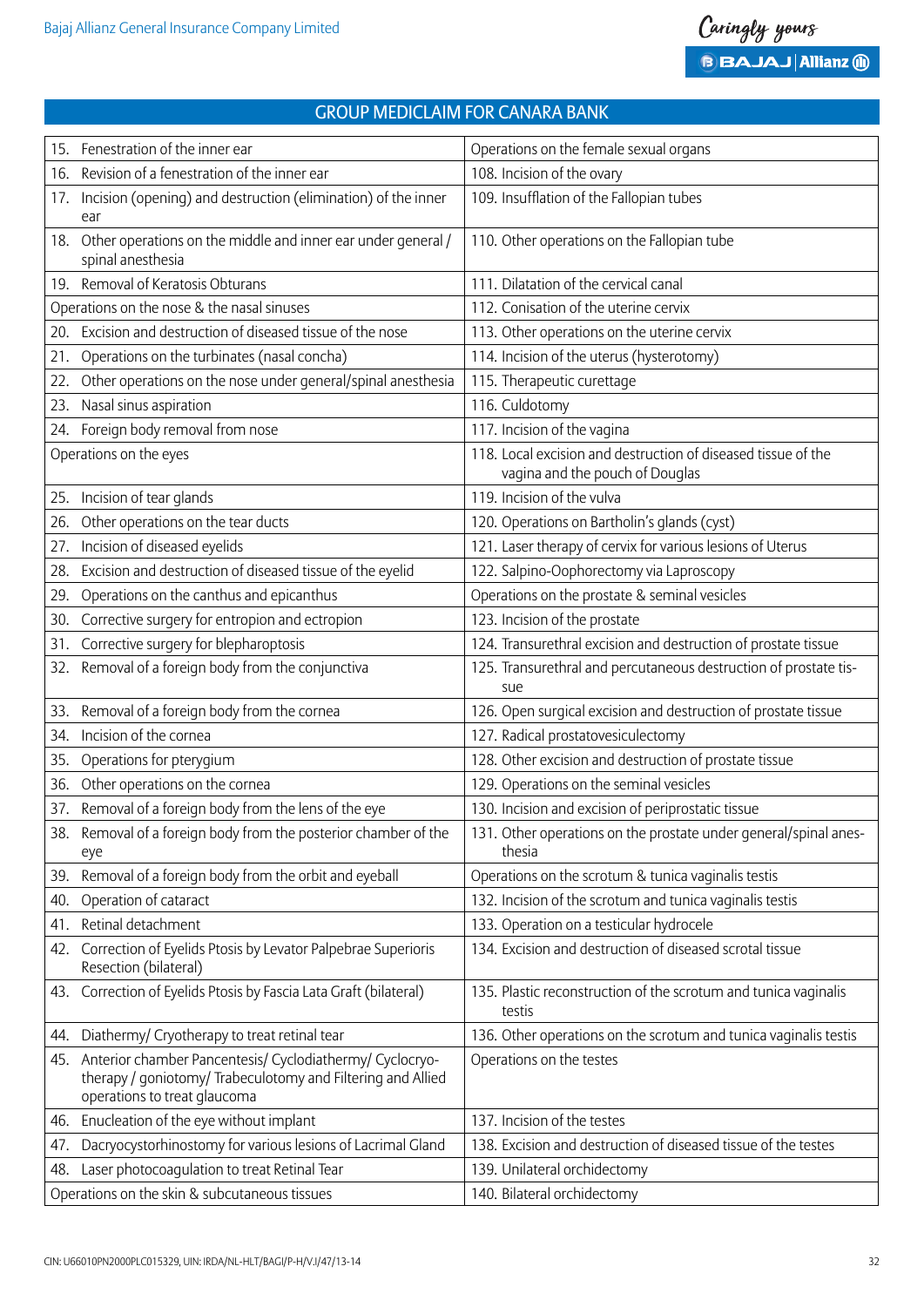## GROUP MEDICLAIM FOR CANARA BANK

| | |
|---|---|
| 15. Fenestration of the inner ear | Operations on the female sexual organs |
| 16. Revision of a fenestration of the inner ear | 108. Incision of the ovary |
| 17. Incision (opening) and destruction (elimination) of the inner ear | 109. Insufflation of the Fallopian tubes |
| 18. Other operations on the middle and inner ear under general / spinal anesthesia | 110. Other operations on the Fallopian tube |
| 19. Removal of Keratosis Obturans | 111. Dilatation of the cervical canal |
| Operations on the nose & the nasal sinuses | 112. Conisation of the uterine cervix |
| 20. Excision and destruction of diseased tissue of the nose | 113. Other operations on the uterine cervix |
| 21. Operations on the turbinates (nasal concha) | 114. Incision of the uterus (hysterotomy) |
| 22. Other operations on the nose under general/spinal anesthesia | 115. Therapeutic curettage |
| 23. Nasal sinus aspiration | 116. Culdotomy |
| 24. Foreign body removal from nose | 117. Incision of the vagina |
| Operations on the eyes | 118. Local excision and destruction of diseased tissue of the vagina and the pouch of Douglas |
| 25. Incision of tear glands | 119. Incision of the vulva |
| 26. Other operations on the tear ducts | 120. Operations on Bartholin's glands (cyst) |
| 27. Incision of diseased eyelids | 121. Laser therapy of cervix for various lesions of Uterus |
| 28. Excision and destruction of diseased tissue of the eyelid | 122. Salpino-Oophorectomy via Laproscopy |
| 29. Operations on the canthus and epicanthus | Operations on the prostate & seminal vesicles |
| 30. Corrective surgery for entropion and ectropion | 123. Incision of the prostate |
| 31. Corrective surgery for blepharoptosis | 124. Transurethral excision and destruction of prostate tissue |
| 32. Removal of a foreign body from the conjunctiva | 125. Transurethral and percutaneous destruction of prostate tissue |
| 33. Removal of a foreign body from the cornea | 126. Open surgical excision and destruction of prostate tissue |
| 34. Incision of the cornea | 127. Radical prostatovesiculectomy |
| 35. Operations for pterygium | 128. Other excision and destruction of prostate tissue |
| 36. Other operations on the cornea | 129. Operations on the seminal vesicles |
| 37. Removal of a foreign body from the lens of the eye | 130. Incision and excision of periprostatic tissue |
| 38. Removal of a foreign body from the posterior chamber of the eye | 131. Other operations on the prostate under general/spinal anesthesia |
| 39. Removal of a foreign body from the orbit and eyeball | Operations on the scrotum & tunica vaginalis testis |
| 40. Operation of cataract | 132. Incision of the scrotum and tunica vaginalis testis |
| 41. Retinal detachment | 133. Operation on a testicular hydrocele |
| 42. Correction of Eyelids Ptosis by Levator Palpebrae Superioris Resection (bilateral) | 134. Excision and destruction of diseased scrotal tissue |
| 43. Correction of Eyelids Ptosis by Fascia Lata Graft (bilateral) | 135. Plastic reconstruction of the scrotum and tunica vaginalis testis |
| 44. Diathermy/ Cryotherapy to treat retinal tear | 136. Other operations on the scrotum and tunica vaginalis testis |
| 45. Anterior chamber Pancentesis/ Cyclodiathermy/ Cyclocryotherapy / goniotomy/ Trabeculotomy and Filtering and Allied operations to treat glaucoma | Operations on the testes |
| 46. Enucleation of the eye without implant | 137. Incision of the testes |
| 47. Dacryocystorhinostomy for various lesions of Lacrimal Gland | 138. Excision and destruction of diseased tissue of the testes |
| 48. Laser photocoagulation to treat Retinal Tear | 139. Unilateral orchidectomy |
| Operations on the skin & subcutaneous tissues | 140. Bilateral orchidectomy |

CIN: U66010PN2000PLC015329, UIN: IRDA/NL-HLT/BAGI/P-H/V.I/47/13-14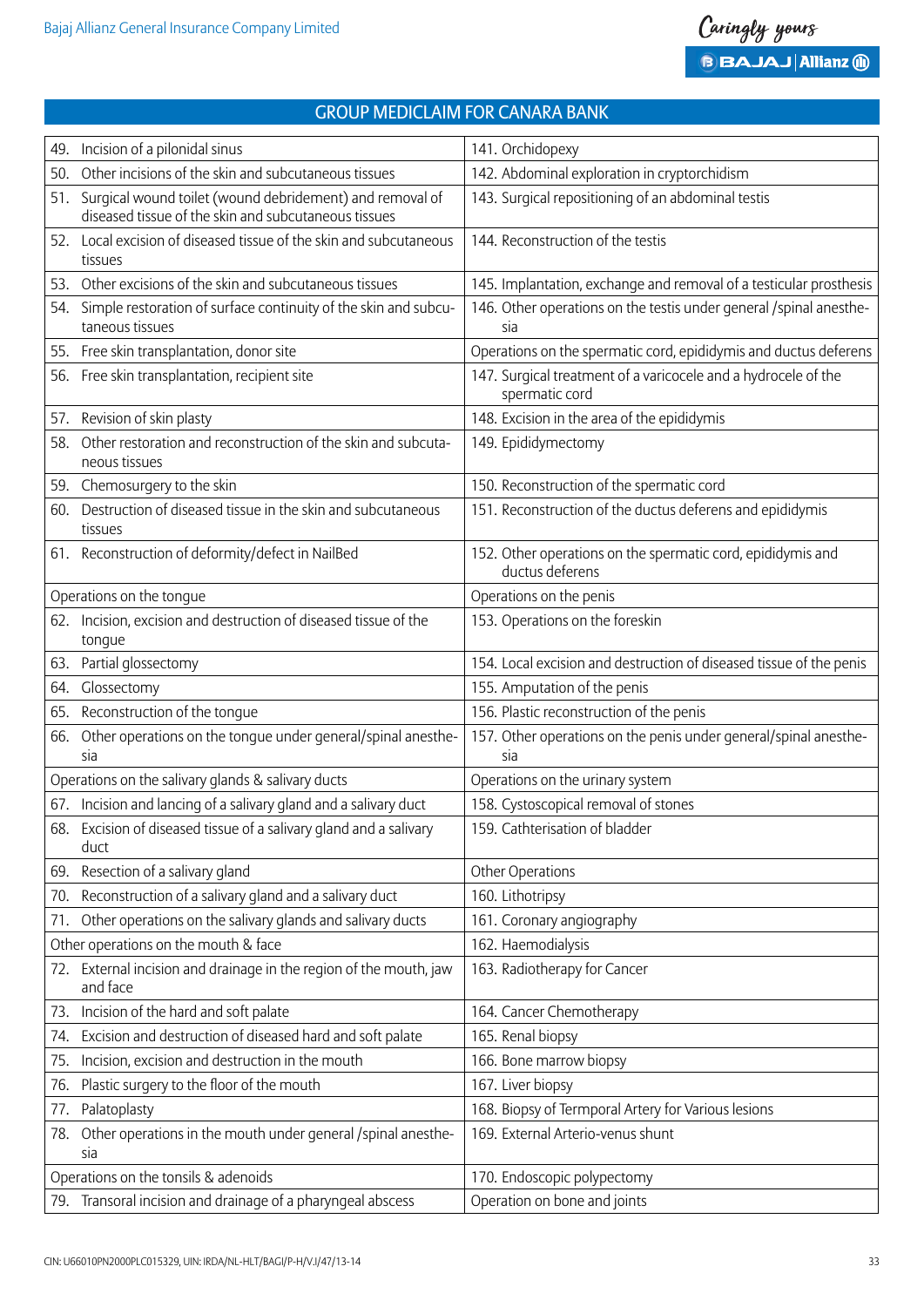## GROUP MEDICLAIM FOR CANARA BANK

| | |
|---|---|
| 49. Incision of a pilonidal sinus | 141. Orchidopexy |
| 50. Other incisions of the skin and subcutaneous tissues | 142. Abdominal exploration in cryptorchidism |
| 51. Surgical wound toilet (wound debridement) and removal of diseased tissue of the skin and subcutaneous tissues | 143. Surgical repositioning of an abdominal testis |
| 52. Local excision of diseased tissue of the skin and subcutaneous tissues | 144. Reconstruction of the testis |
| 53. Other excisions of the skin and subcutaneous tissues | 145. Implantation, exchange and removal of a testicular prosthesis |
| 54. Simple restoration of surface continuity of the skin and subcutaneous tissues | 146. Other operations on the testis under general /spinal anesthesia |
| 55. Free skin transplantation, donor site | Operations on the spermatic cord, epididymis and ductus deferens |
| 56. Free skin transplantation, recipient site | 147. Surgical treatment of a varicocele and a hydrocele of the spermatic cord |
| 57. Revision of skin plasty | 148. Excision in the area of the epididymis |
| 58. Other restoration and reconstruction of the skin and subcutaneous tissues | 149. Epididymectomy |
| 59. Chemosurgery to the skin | 150. Reconstruction of the spermatic cord |
| 60. Destruction of diseased tissue in the skin and subcutaneous tissues | 151. Reconstruction of the ductus deferens and epididymis |
| 61. Reconstruction of deformity/defect in NailBed | 152. Other operations on the spermatic cord, epididymis and ductus deferens |
| Operations on the tongue | Operations on the penis |
| 62. Incision, excision and destruction of diseased tissue of the tongue | 153. Operations on the foreskin |
| 63. Partial glossectomy | 154. Local excision and destruction of diseased tissue of the penis |
| 64. Glossectomy | 155. Amputation of the penis |
| 65. Reconstruction of the tongue | 156. Plastic reconstruction of the penis |
| 66. Other operations on the tongue under general/spinal anesthesia | 157. Other operations on the penis under general/spinal anesthesia |
| Operations on the salivary glands & salivary ducts | Operations on the urinary system |
| 67. Incision and lancing of a salivary gland and a salivary duct | 158. Cystoscopical removal of stones |
| 68. Excision of diseased tissue of a salivary gland and a salivary duct | 159. Cathterisation of bladder |
| 69. Resection of a salivary gland | Other Operations |
| 70. Reconstruction of a salivary gland and a salivary duct | 160. Lithotripsy |
| 71. Other operations on the salivary glands and salivary ducts | 161. Coronary angiography |
| Other operations on the mouth & face | 162. Haemodialysis |
| 72. External incision and drainage in the region of the mouth, jaw and face | 163. Radiotherapy for Cancer |
| 73. Incision of the hard and soft palate | 164. Cancer Chemotherapy |
| 74. Excision and destruction of diseased hard and soft palate | 165. Renal biopsy |
| 75. Incision, excision and destruction in the mouth | 166. Bone marrow biopsy |
| 76. Plastic surgery to the floor of the mouth | 167. Liver biopsy |
| 77. Palatoplasty | 168. Biopsy of Termporal Artery for Various lesions |
| 78. Other operations in the mouth under general /spinal anesthesia | 169. External Arterio-venus shunt |
| Operations on the tonsils & adenoids | 170. Endoscopic polypectomy |
| 79. Transoral incision and drainage of a pharyngeal abscess | Operation on bone and joints |

CIN: U66010PN2000PLC015329, UIN: IRDA/NL-HLT/BAGI/P-H/V.I/47/13-14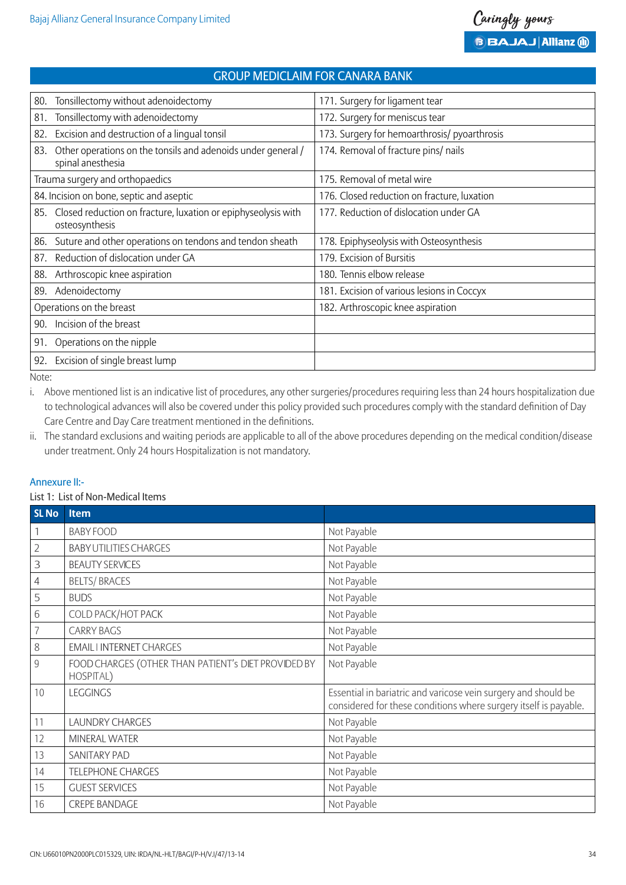## GROUP MEDICLAIM FOR CANARA BANK

| | |
|---|---|
| 80. Tonsillectomy without adenoidectomy | 171. Surgery for ligament tear |
| 81. Tonsillectomy with adenoidectomy | 172. Surgery for meniscus tear |
| 82. Excision and destruction of a lingual tonsil | 173. Surgery for hemoarthrosis/ pyoarthrosis |
| 83. Other operations on the tonsils and adenoids under general / spinal anesthesia | 174. Removal of fracture pins/ nails |
| Trauma surgery and orthopaedics | 175. Removal of metal wire |
| 84. Incision on bone, septic and aseptic | 176. Closed reduction on fracture, luxation |
| 85. Closed reduction on fracture, luxation or epiphyseolysis with osteosynthesis | 177. Reduction of dislocation under GA |
| 86. Suture and other operations on tendons and tendon sheath | 178. Epiphyseolysis with Osteosynthesis |
| 87. Reduction of dislocation under GA | 179. Excision of Bursitis |
| 88. Arthroscopic knee aspiration | 180. Tennis elbow release |
| 89. Adenoidectomy | 181. Excision of various lesions in Coccyx |
| Operations on the breast | 182. Arthroscopic knee aspiration |
| 90. Incision of the breast | |
| 91. Operations on the nipple | |
| 92. Excision of single breast lump | |

Note:

i. Above mentioned list is an indicative list of procedures, any other surgeries/procedures requiring less than 24 hours hospitalization due to technological advances will also be covered under this policy provided such procedures comply with the standard definition of Day Care Centre and Day Care treatment mentioned in the definitions.

ii. The standard exclusions and waiting periods are applicable to all of the above procedures depending on the medical condition/disease under treatment. Only 24 hours Hospitalization is not mandatory.

### Annexure II:-

List 1: List of Non-Medical Items

| SL No | Item | |
|---|---|---|
| 1 | BABY FOOD | Not Payable |
| 2 | BABY UTILITIES CHARGES | Not Payable |
| 3 | BEAUTY SERVICES | Not Payable |
| 4 | BELTS/ BRACES | Not Payable |
| 5 | BUDS | Not Payable |
| 6 | COLD PACK/HOT PACK | Not Payable |
| 7 | CARRY BAGS | Not Payable |
| 8 | EMAIL I INTERNET CHARGES | Not Payable |
| 9 | FOOD CHARGES (OTHER THAN PATIENT's DIET PROVIDED BY HOSPITAL) | Not Payable |
| 10 | LEGGINGS | Essential in bariatric and varicose vein surgery and should be considered for these conditions where surgery itself is payable. |
| 11 | LAUNDRY CHARGES | Not Payable |
| 12 | MINERAL WATER | Not Payable |
| 13 | SANITARY PAD | Not Payable |
| 14 | TELEPHONE CHARGES | Not Payable |
| 15 | GUEST SERVICES | Not Payable |
| 16 | CREPE BANDAGE | Not Payable |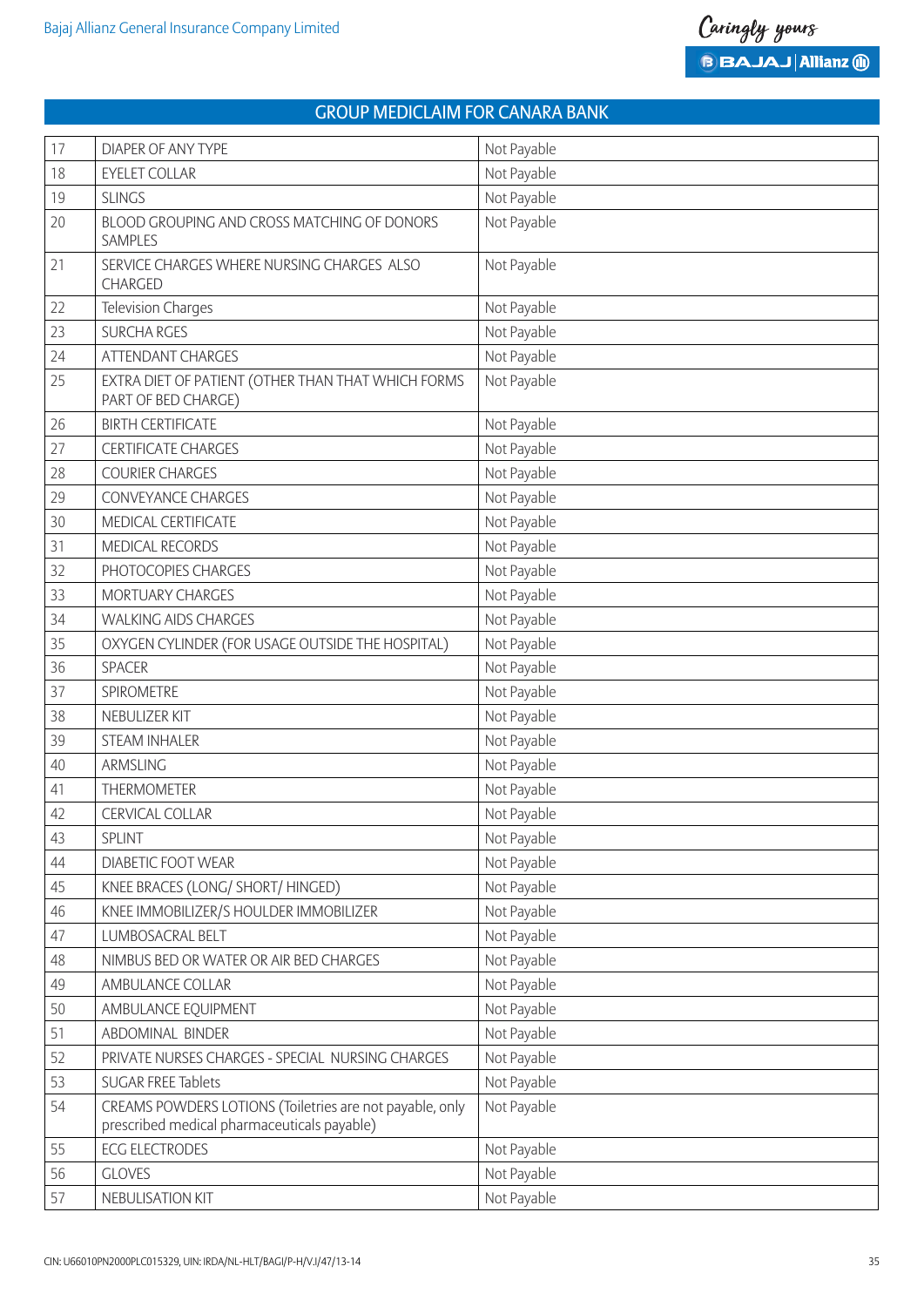## GROUP MEDICLAIM FOR CANARA BANK

| | | |
|---|---|---|
| 17 | DIAPER OF ANY TYPE | Not Payable |
| 18 | EYELET COLLAR | Not Payable |
| 19 | SLINGS | Not Payable |
| 20 | BLOOD GROUPING AND CROSS MATCHING OF DONORS SAMPLES | Not Payable |
| 21 | SERVICE CHARGES WHERE NURSING CHARGES ALSO CHARGED | Not Payable |
| 22 | Television Charges | Not Payable |
| 23 | SURCHA RGES | Not Payable |
| 24 | ATTENDANT CHARGES | Not Payable |
| 25 | EXTRA DIET OF PATIENT (OTHER THAN THAT WHICH FORMS PART OF BED CHARGE) | Not Payable |
| 26 | BIRTH CERTIFICATE | Not Payable |
| 27 | CERTIFICATE CHARGES | Not Payable |
| 28 | COURIER CHARGES | Not Payable |
| 29 | CONVEYANCE CHARGES | Not Payable |
| 30 | MEDICAL CERTIFICATE | Not Payable |
| 31 | MEDICAL RECORDS | Not Payable |
| 32 | PHOTOCOPIES CHARGES | Not Payable |
| 33 | MORTUARY CHARGES | Not Payable |
| 34 | WALKING AIDS CHARGES | Not Payable |
| 35 | OXYGEN CYLINDER (FOR USAGE OUTSIDE THE HOSPITAL) | Not Payable |
| 36 | SPACER | Not Payable |
| 37 | SPIROMETRE | Not Payable |
| 38 | NEBULIZER KIT | Not Payable |
| 39 | STEAM INHALER | Not Payable |
| 40 | ARMSLING | Not Payable |
| 41 | THERMOMETER | Not Payable |
| 42 | CERVICAL COLLAR | Not Payable |
| 43 | SPLINT | Not Payable |
| 44 | DIABETIC FOOT WEAR | Not Payable |
| 45 | KNEE BRACES (LONG/ SHORT/ HINGED) | Not Payable |
| 46 | KNEE IMMOBILIZER/S HOULDER IMMOBILIZER | Not Payable |
| 47 | LUMBOSACRAL BELT | Not Payable |
| 48 | NIMBUS BED OR WATER OR AIR BED CHARGES | Not Payable |
| 49 | AMBULANCE COLLAR | Not Payable |
| 50 | AMBULANCE EQUIPMENT | Not Payable |
| 51 | ABDOMINAL BINDER | Not Payable |
| 52 | PRIVATE NURSES CHARGES - SPECIAL NURSING CHARGES | Not Payable |
| 53 | SUGAR FREE Tablets | Not Payable |
| 54 | CREAMS POWDERS LOTIONS (Toiletries are not payable, only prescribed medical pharmaceuticals payable) | Not Payable |
| 55 | ECG ELECTRODES | Not Payable |
| 56 | GLOVES | Not Payable |
| 57 | NEBULISATION KIT | Not Payable |

CIN: U66010PN2000PLC015329, UIN: IRDA/NL-HLT/BAGI/P-H/V.I/47/13-14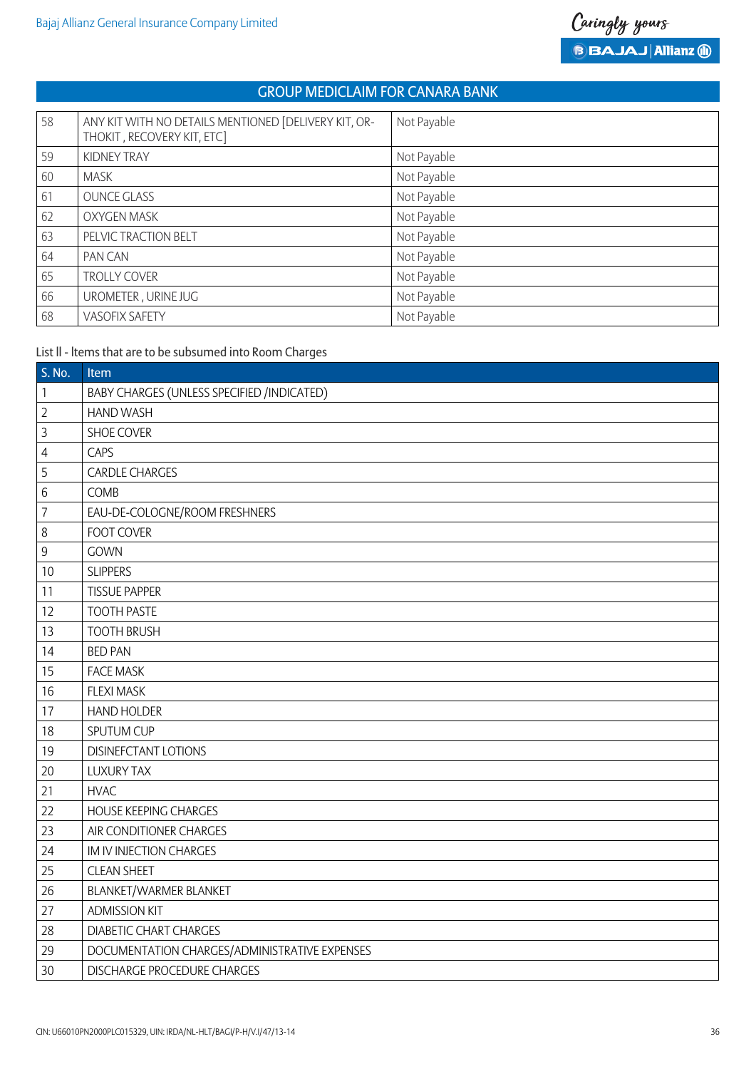## GROUP MEDICLAIM FOR CANARA BANK

| | | |
|---|---|---|
| 58 | ANY KIT WITH NO DETAILS MENTIONED [DELIVERY KIT, ORTHOKIT , RECOVERY KIT, ETC] | Not Payable |
| 59 | KIDNEY TRAY | Not Payable |
| 60 | MASK | Not Payable |
| 61 | OUNCE GLASS | Not Payable |
| 62 | OXYGEN MASK | Not Payable |
| 63 | PELVIC TRACTION BELT | Not Payable |
| 64 | PAN CAN | Not Payable |
| 65 | TROLLY COVER | Not Payable |
| 66 | UROMETER , URINE JUG | Not Payable |
| 68 | VASOFIX SAFETY | Not Payable |

List II - Items that are to be subsumed into Room Charges

| S. No. | Item |
|---|---|
| 1 | BABY CHARGES (UNLESS SPECIFIED /INDICATED) |
| 2 | HAND WASH |
| 3 | SHOE COVER |
| 4 | CAPS |
| 5 | CARDLE CHARGES |
| 6 | COMB |
| 7 | EAU-DE-COLOGNE/ROOM FRESHNERS |
| 8 | FOOT COVER |
| 9 | GOWN |
| 10 | SLIPPERS |
| 11 | TISSUE PAPPER |
| 12 | TOOTH PASTE |
| 13 | TOOTH BRUSH |
| 14 | BED PAN |
| 15 | FACE MASK |
| 16 | FLEXI MASK |
| 17 | HAND HOLDER |
| 18 | SPUTUM CUP |
| 19 | DISINEFCTANT LOTIONS |
| 20 | LUXURY TAX |
| 21 | HVAC |
| 22 | HOUSE KEEPING CHARGES |
| 23 | AIR CONDITIONER CHARGES |
| 24 | IM IV INJECTION CHARGES |
| 25 | CLEAN SHEET |
| 26 | BLANKET/WARMER BLANKET |
| 27 | ADMISSION KIT |
| 28 | DIABETIC CHART CHARGES |
| 29 | DOCUMENTATION CHARGES/ADMINISTRATIVE EXPENSES |
| 30 | DISCHARGE PROCEDURE CHARGES |

CIN: U66010PN2000PLC015329, UIN: IRDA/NL-HLT/BAGI/P-H/V.I/47/13-14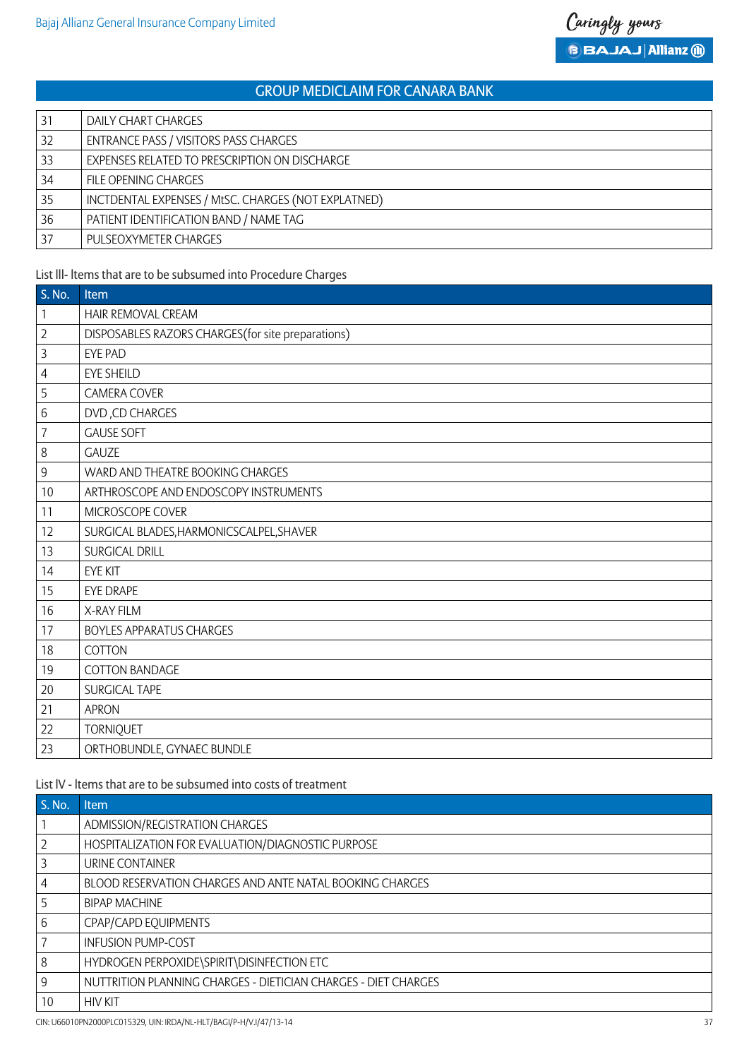## GROUP MEDICLAIM FOR CANARA BANK

| | |
|---|---|
| 31 | DAILY CHART CHARGES |
| 32 | ENTRANCE PASS / VISITORS PASS CHARGES |
| 33 | EXPENSES RELATED TO PRESCRIPTION ON DISCHARGE |
| 34 | FILE OPENING CHARGES |
| 35 | INCTDENTAL EXPENSES / MtSC. CHARGES (NOT EXPLATNED) |
| 36 | PATIENT IDENTIFICATION BAND / NAME TAG |
| 37 | PULSEOXYMETER CHARGES |

List lll- ltems that are to be subsumed into Procedure Charges

| S. No. | Item |
|---|---|
| 1 | HAIR REMOVAL CREAM |
| 2 | DISPOSABLES RAZORS CHARGES(for site preparations) |
| 3 | EYE PAD |
| 4 | EYE SHEILD |
| 5 | CAMERA COVER |
| 6 | DVD ,CD CHARGES |
| 7 | GAUSE SOFT |
| 8 | GAUZE |
| 9 | WARD AND THEATRE BOOKING CHARGES |
| 10 | ARTHROSCOPE AND ENDOSCOPY INSTRUMENTS |
| 11 | MICROSCOPE COVER |
| 12 | SURGICAL BLADES,HARMONICSCALPEL,SHAVER |
| 13 | SURGICAL DRILL |
| 14 | EYE KIT |
| 15 | EYE DRAPE |
| 16 | X-RAY FILM |
| 17 | BOYLES APPARATUS CHARGES |
| 18 | COTTON |
| 19 | COTTON BANDAGE |
| 20 | SURGICAL TAPE |
| 21 | APRON |
| 22 | TORNIQUET |
| 23 | ORTHOBUNDLE, GYNAEC BUNDLE |

List lV - Items that are to be subsumed into costs of treatment

| S. No. | Item |
|---|---|
| 1 | ADMISSION/REGISTRATION CHARGES |
| 2 | HOSPITALIZATION FOR EVALUATION/DIAGNOSTIC PURPOSE |
| 3 | URINE CONTAINER |
| 4 | BLOOD RESERVATION CHARGES AND ANTE NATAL BOOKING CHARGES |
| 5 | BIPAP MACHINE |
| 6 | CPAP/CAPD EQUIPMENTS |
| 7 | INFUSION PUMP-COST |
| 8 | HYDROGEN PERPOXIDE\SPIRIT\DISINFECTION ETC |
| 9 | NUTTRITION PLANNING CHARGES - DIETICIAN CHARGES - DIET CHARGES |
| 10 | HIV KIT |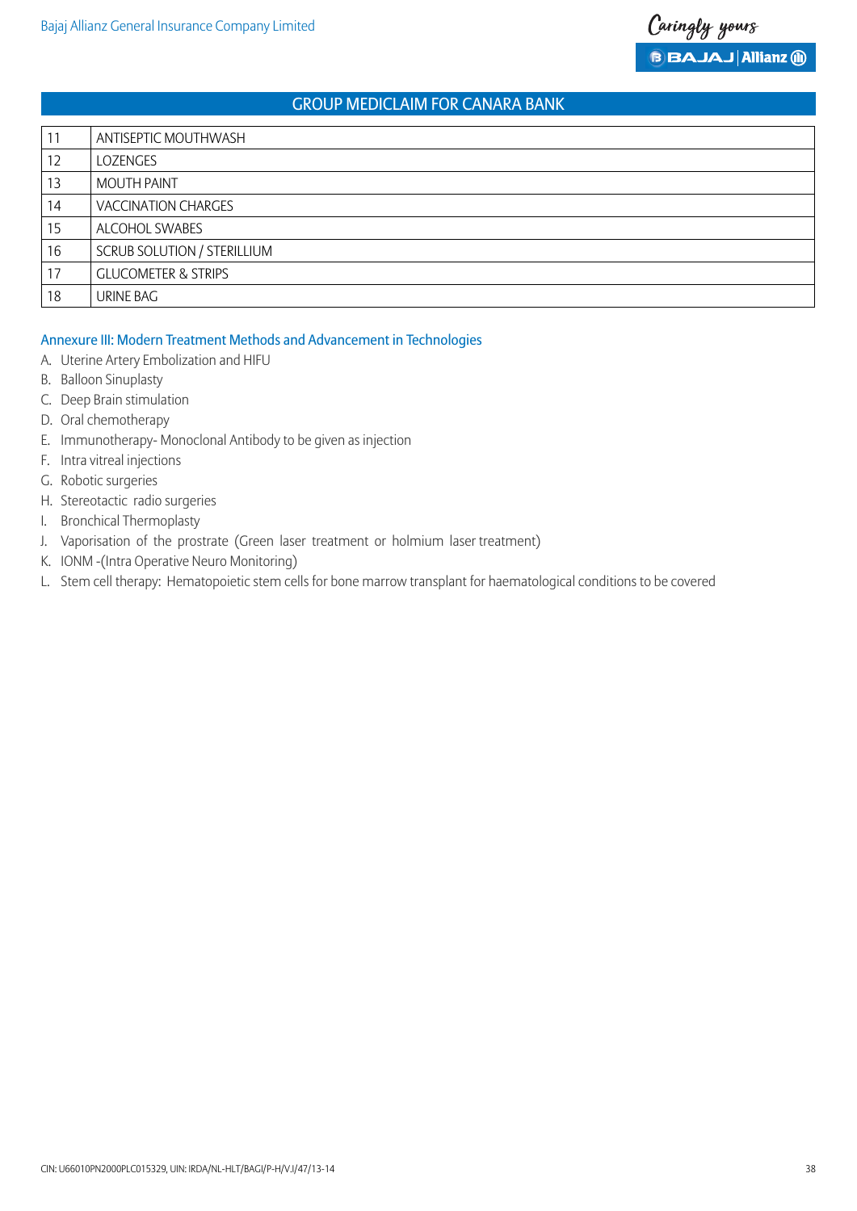## GROUP MEDICLAIM FOR CANARA BANK

| | |
|---|---|
| 11 | ANTISEPTIC MOUTHWASH |
| 12 | LOZENGES |
| 13 | MOUTH PAINT |
| 14 | VACCINATION CHARGES |
| 15 | ALCOHOL SWABES |
| 16 | SCRUB SOLUTION / STERILLIUM |
| 17 | GLUCOMETER & STRIPS |
| 18 | URINE BAG |

### Annexure III: Modern Treatment Methods and Advancement in Technologies

A. Uterine Artery Embolization and HIFU
B. Balloon Sinuplasty
C. Deep Brain stimulation
D. Oral chemotherapy
E. Immunotherapy- Monoclonal Antibody to be given as injection
F. Intra vitreal injections
G. Robotic surgeries
H. Stereotactic radio surgeries
I. Bronchical Thermoplasty
J. Vaporisation of the prostrate (Green laser treatment or holmium laser treatment)
K. IONM -(Intra Operative Neuro Monitoring)
L. Stem cell therapy: Hematopoietic stem cells for bone marrow transplant for haematological conditions to be covered

CIN: U66010PN2000PLC015329, UIN: IRDA/NL-HLT/BAGI/P-H/V.I/47/13-14